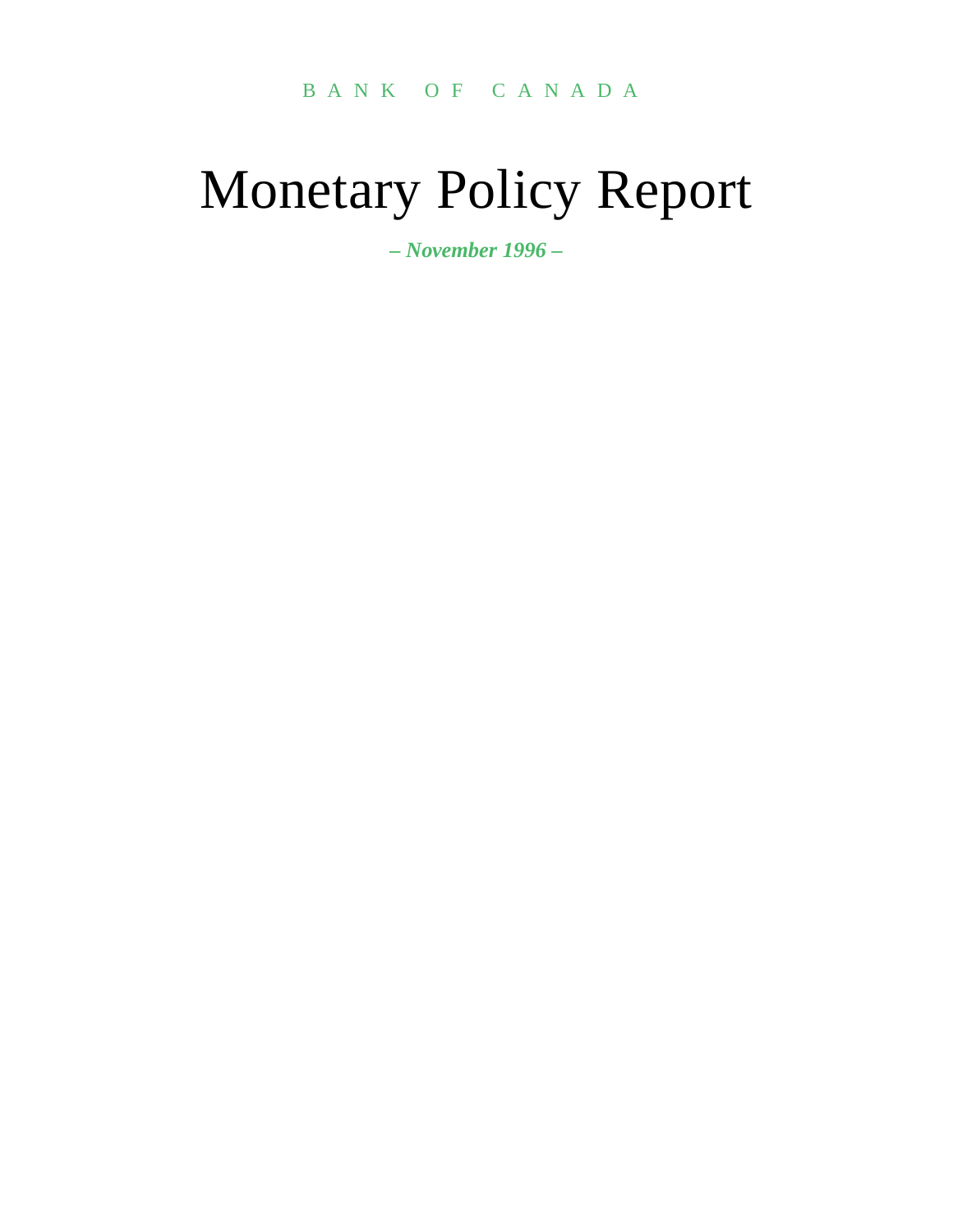BANK OF CANADA

# Monetary Policy Report

*– November 1996 –*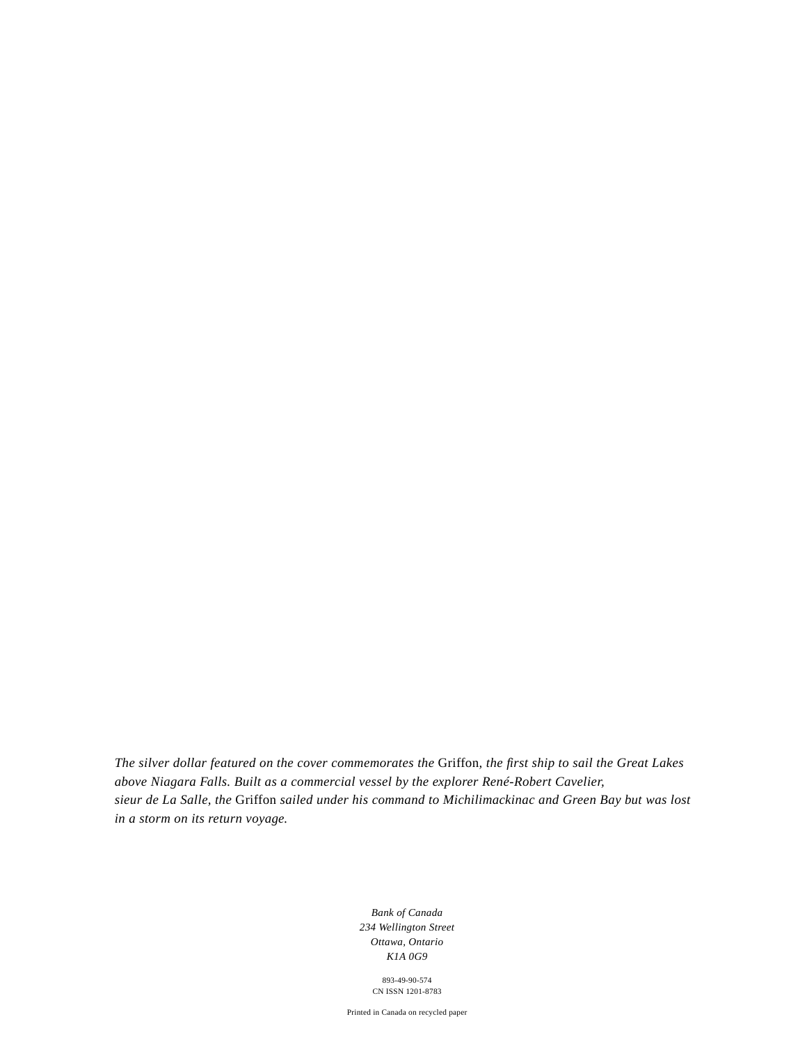*The silver dollar featured on the cover commemorates the* Griffon*, the first ship to sail the Great Lakes above Niagara Falls. Built as a commercial vessel by the explorer René-Robert Cavelier, sieur de La Salle, the* Griffon *sailed under his command to Michilimackinac and Green Bay but was lost in a storm on its return voyage.*

*Bank of Canada*
*234 Wellington Street*
*Ottawa, Ontario*
*K1A 0G9*

893-49-90-574
CN ISSN 1201-8783

Printed in Canada on recycled paper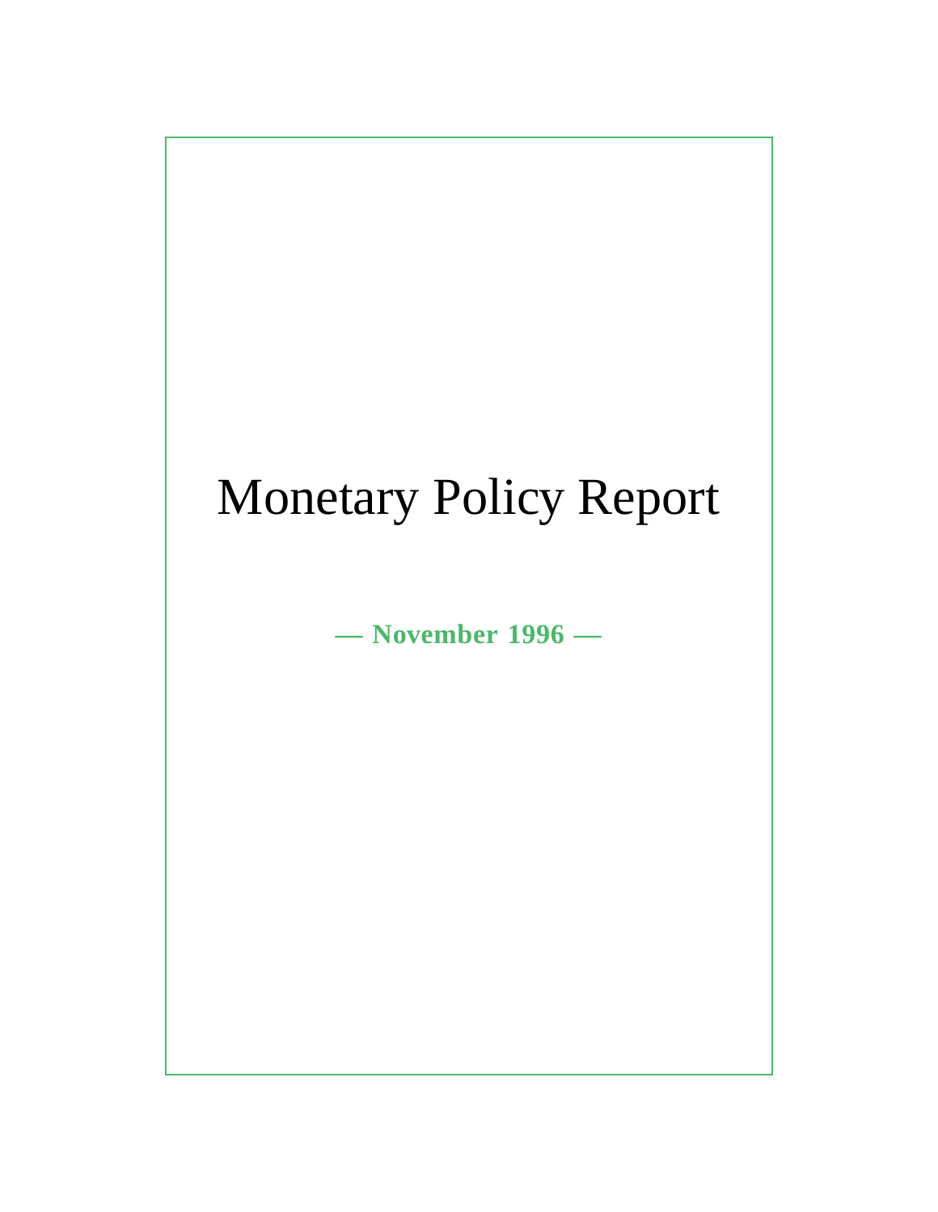# Monetary Policy Report

**— November 1996 —**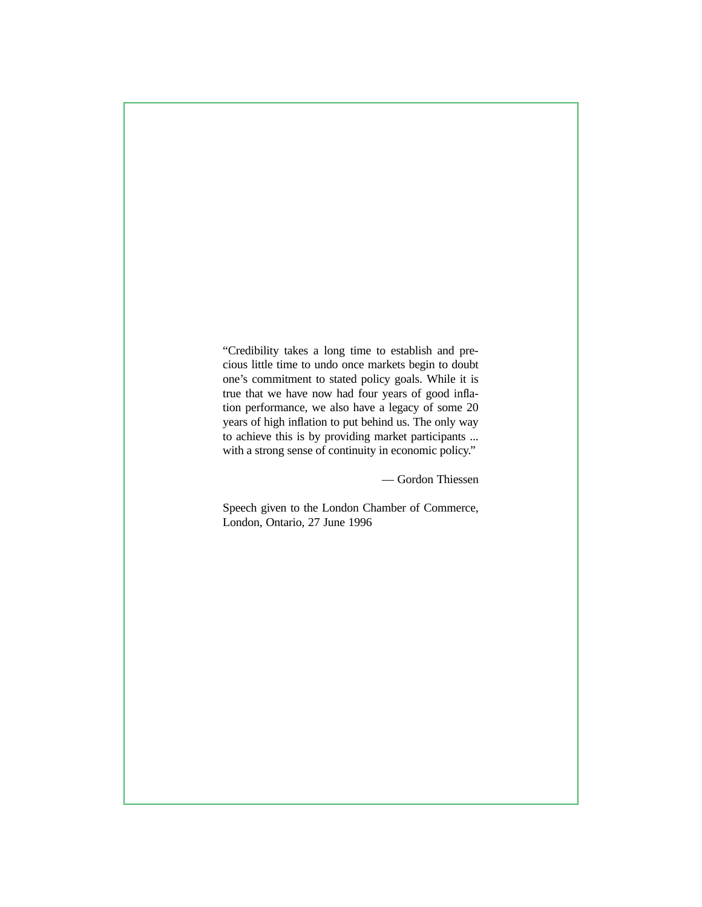"Credibility takes a long time to establish and precious little time to undo once markets begin to doubt one's commitment to stated policy goals. While it is true that we have now had four years of good inflation performance, we also have a legacy of some 20 years of high inflation to put behind us. The only way to achieve this is by providing market participants ... with a strong sense of continuity in economic policy."

— Gordon Thiessen

Speech given to the London Chamber of Commerce, London, Ontario, 27 June 1996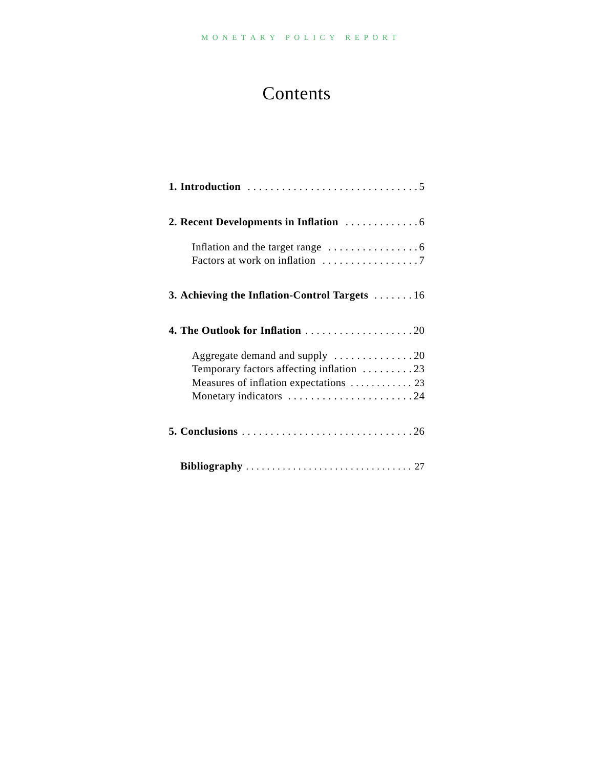# Contents

**1. Introduction** . . . . . . . . . . . . . . . . . . . . . . . . . . . . . . 5

**2. Recent Developments in Inflation** . . . . . . . . . . . . . 6

- Inflation and the target range . . . . . . . . . . . . . . . . 6
- Factors at work on inflation . . . . . . . . . . . . . . . . . 7

**3. Achieving the Inflation-Control Targets** . . . . . . . 16

**4. The Outlook for Inflation** . . . . . . . . . . . . . . . . . . . 20

- Aggregate demand and supply . . . . . . . . . . . . . . 20
- Temporary factors affecting inflation . . . . . . . . . 23
- Measures of inflation expectations . . . . . . . . . . . . 23
- Monetary indicators . . . . . . . . . . . . . . . . . . . . . . . 24

**5. Conclusions** . . . . . . . . . . . . . . . . . . . . . . . . . . . . . . 26

**Bibliography** . . . . . . . . . . . . . . . . . . . . . . . . . . . . . . . 27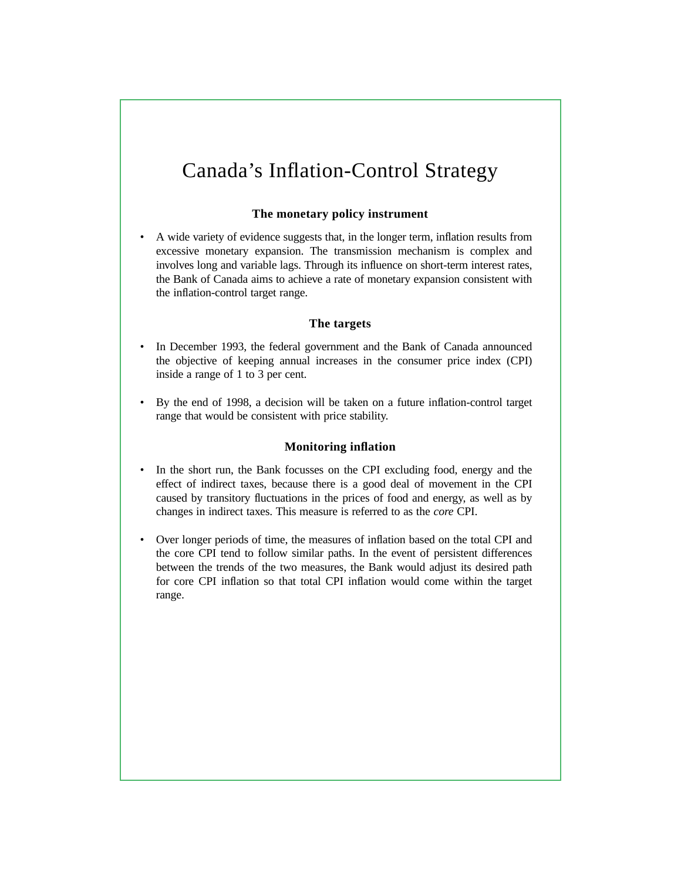# Canada's Inflation-Control Strategy

### The monetary policy instrument

- A wide variety of evidence suggests that, in the longer term, inflation results from excessive monetary expansion. The transmission mechanism is complex and involves long and variable lags. Through its influence on short-term interest rates, the Bank of Canada aims to achieve a rate of monetary expansion consistent with the inflation-control target range.

### The targets

- In December 1993, the federal government and the Bank of Canada announced the objective of keeping annual increases in the consumer price index (CPI) inside a range of 1 to 3 per cent.

- By the end of 1998, a decision will be taken on a future inflation-control target range that would be consistent with price stability.

### Monitoring inflation

- In the short run, the Bank focusses on the CPI excluding food, energy and the effect of indirect taxes, because there is a good deal of movement in the CPI caused by transitory fluctuations in the prices of food and energy, as well as by changes in indirect taxes. This measure is referred to as the *core* CPI.

- Over longer periods of time, the measures of inflation based on the total CPI and the core CPI tend to follow similar paths. In the event of persistent differences between the trends of the two measures, the Bank would adjust its desired path for core CPI inflation so that total CPI inflation would come within the target range.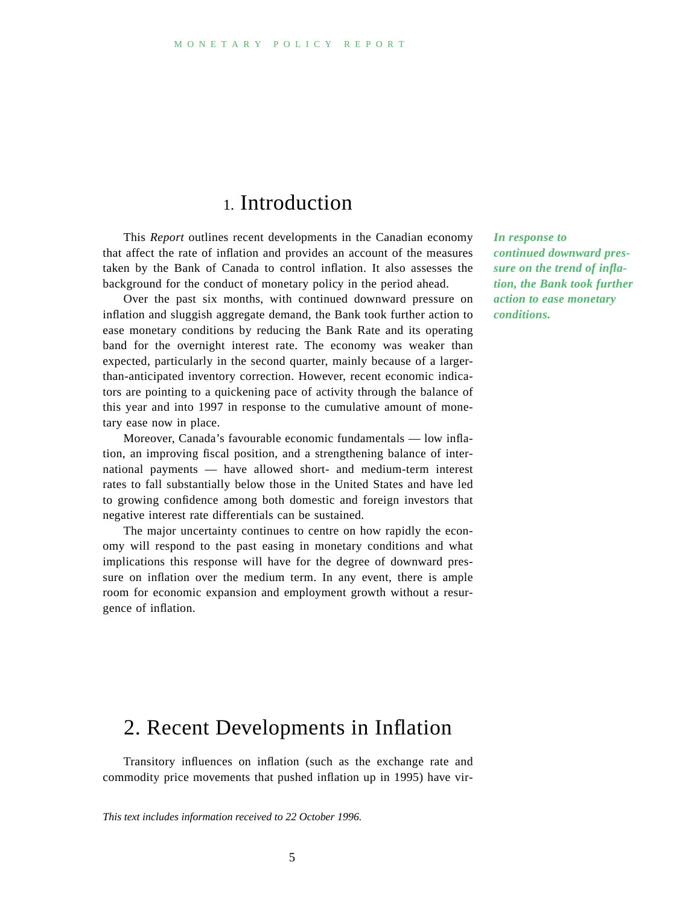# 1. Introduction

*In response to continued downward pressure on the trend of inflation, the Bank took further action to ease monetary conditions.*

This *Report* outlines recent developments in the Canadian economy that affect the rate of inflation and provides an account of the measures taken by the Bank of Canada to control inflation. It also assesses the background for the conduct of monetary policy in the period ahead.

Over the past six months, with continued downward pressure on inflation and sluggish aggregate demand, the Bank took further action to ease monetary conditions by reducing the Bank Rate and its operating band for the overnight interest rate. The economy was weaker than expected, particularly in the second quarter, mainly because of a larger-than-anticipated inventory correction. However, recent economic indicators are pointing to a quickening pace of activity through the balance of this year and into 1997 in response to the cumulative amount of monetary ease now in place.

Moreover, Canada's favourable economic fundamentals — low inflation, an improving fiscal position, and a strengthening balance of international payments — have allowed short- and medium-term interest rates to fall substantially below those in the United States and have led to growing confidence among both domestic and foreign investors that negative interest rate differentials can be sustained.

The major uncertainty continues to centre on how rapidly the economy will respond to the past easing in monetary conditions and what implications this response will have for the degree of downward pressure on inflation over the medium term. In any event, there is ample room for economic expansion and employment growth without a resurgence of inflation.

# 2. Recent Developments in Inflation

Transitory influences on inflation (such as the exchange rate and commodity price movements that pushed inflation up in 1995) have vir-

*This text includes information received to 22 October 1996.*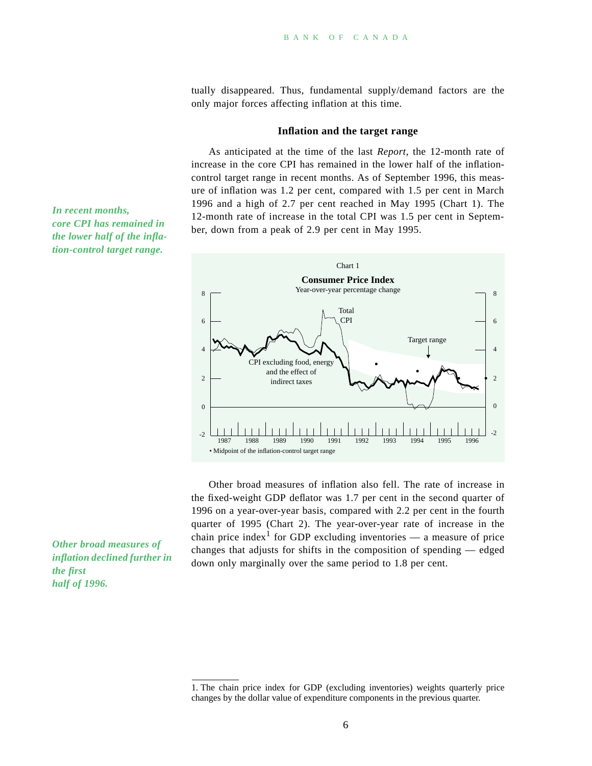tually disappeared. Thus, fundamental supply/demand factors are the only major forces affecting inflation at this time.

### Inflation and the target range

*In recent months, core CPI has remained in the lower half of the inflation-control target range.*

As anticipated at the time of the last *Report*, the 12-month rate of increase in the core CPI has remained in the lower half of the inflation-control target range in recent months. As of September 1996, this measure of inflation was 1.2 per cent, compared with 1.5 per cent in March 1996 and a high of 2.7 per cent reached in May 1995 (Chart 1). The 12-month rate of increase in the total CPI was 1.5 per cent in September, down from a peak of 2.9 per cent in May 1995.

Chart 1

**Consumer Price Index**

Year-over-year percentage change

• Midpoint of the inflation-control target range

*Other broad measures of inflation declined further in the first half of 1996.*

Other broad measures of inflation also fell. The rate of increase in the fixed-weight GDP deflator was 1.7 per cent in the second quarter of 1996 on a year-over-year basis, compared with 2.2 per cent in the fourth quarter of 1995 (Chart 2). The year-over-year rate of increase in the chain price index[1] for GDP excluding inventories — a measure of price changes that adjusts for shifts in the composition of spending — edged down only marginally over the same period to 1.8 per cent.

1. The chain price index for GDP (excluding inventories) weights quarterly price changes by the dollar value of expenditure components in the previous quarter.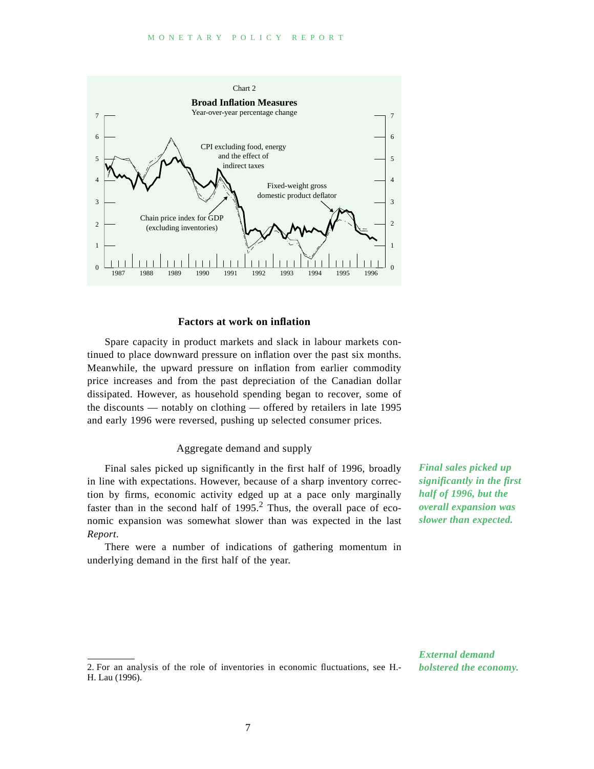Chart 2

**Broad Inflation Measures**

Year-over-year percentage change

## Factors at work on inflation

Spare capacity in product markets and slack in labour markets continued to place downward pressure on inflation over the past six months. Meanwhile, the upward pressure on inflation from earlier commodity price increases and from the past depreciation of the Canadian dollar dissipated. However, as household spending began to recover, some of the discounts — notably on clothing — offered by retailers in late 1995 and early 1996 were reversed, pushing up selected consumer prices.

### Aggregate demand and supply

***Final sales picked up significantly in the first half of 1996, but the overall expansion was slower than expected.***

Final sales picked up significantly in the first half of 1996, broadly in line with expectations. However, because of a sharp inventory correction by firms, economic activity edged up at a pace only marginally faster than in the second half of 1995.[2] Thus, the overall pace of economic expansion was somewhat slower than was expected in the last *Report*.

There were a number of indications of gathering momentum in underlying demand in the first half of the year.

***External demand bolstered the economy.***

---

2. For an analysis of the role of inventories in economic fluctuations, see H.-H. Lau (1996).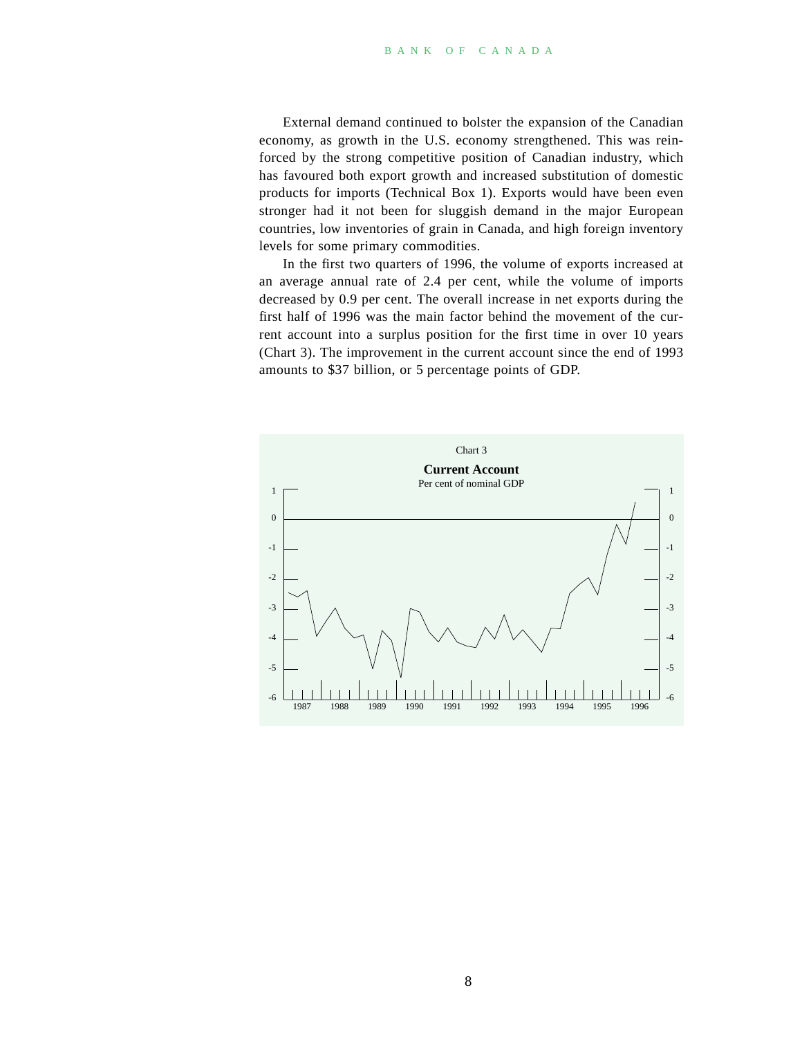External demand continued to bolster the expansion of the Canadian economy, as growth in the U.S. economy strengthened. This was reinforced by the strong competitive position of Canadian industry, which has favoured both export growth and increased substitution of domestic products for imports (Technical Box 1). Exports would have been even stronger had it not been for sluggish demand in the major European countries, low inventories of grain in Canada, and high foreign inventory levels for some primary commodities.

In the first two quarters of 1996, the volume of exports increased at an average annual rate of 2.4 per cent, while the volume of imports decreased by 0.9 per cent. The overall increase in net exports during the first half of 1996 was the main factor behind the movement of the current account into a surplus position for the first time in over 10 years (Chart 3). The improvement in the current account since the end of 1993 amounts to $37 billion, or 5 percentage points of GDP.

Chart 3

**Current Account**

Per cent of nominal GDP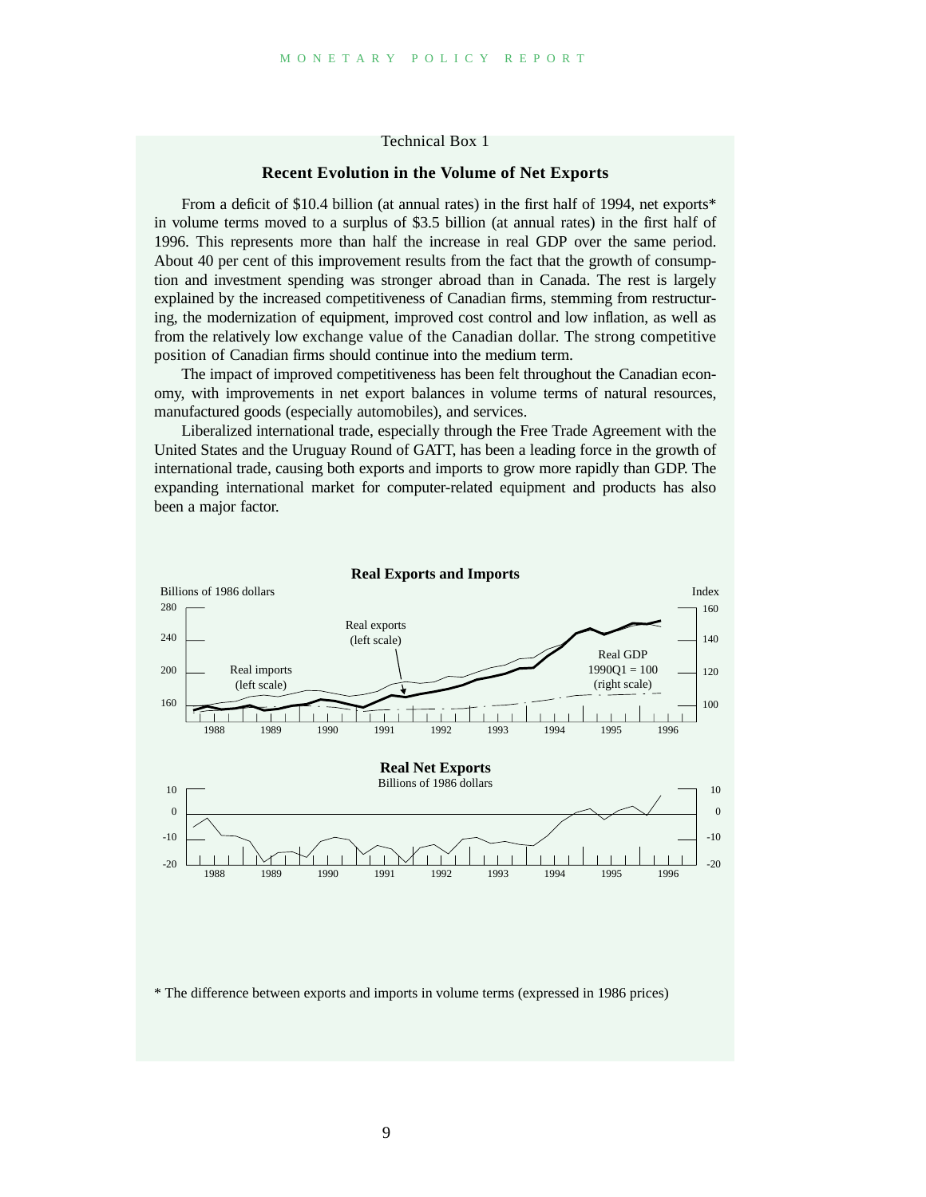Technical Box 1

## Recent Evolution in the Volume of Net Exports

From a deficit of $10.4 billion (at annual rates) in the first half of 1994, net exports* in volume terms moved to a surplus of $3.5 billion (at annual rates) in the first half of 1996. This represents more than half the increase in real GDP over the same period. About 40 per cent of this improvement results from the fact that the growth of consumption and investment spending was stronger abroad than in Canada. The rest is largely explained by the increased competitiveness of Canadian firms, stemming from restructuring, the modernization of equipment, improved cost control and low inflation, as well as from the relatively low exchange value of the Canadian dollar. The strong competitive position of Canadian firms should continue into the medium term.

The impact of improved competitiveness has been felt throughout the Canadian economy, with improvements in net export balances in volume terms of natural resources, manufactured goods (especially automobiles), and services.

Liberalized international trade, especially through the Free Trade Agreement with the United States and the Uruguay Round of GATT, has been a leading force in the growth of international trade, causing both exports and imports to grow more rapidly than GDP. The expanding international market for computer-related equipment and products has also been a major factor.

**Real Exports and Imports**

Billions of 1986 dollars | Index

Real exports (left scale); Real imports (left scale); Real GDP 1990Q1 = 100 (right scale)

**Real Net Exports**

Billions of 1986 dollars

\* The difference between exports and imports in volume terms (expressed in 1986 prices)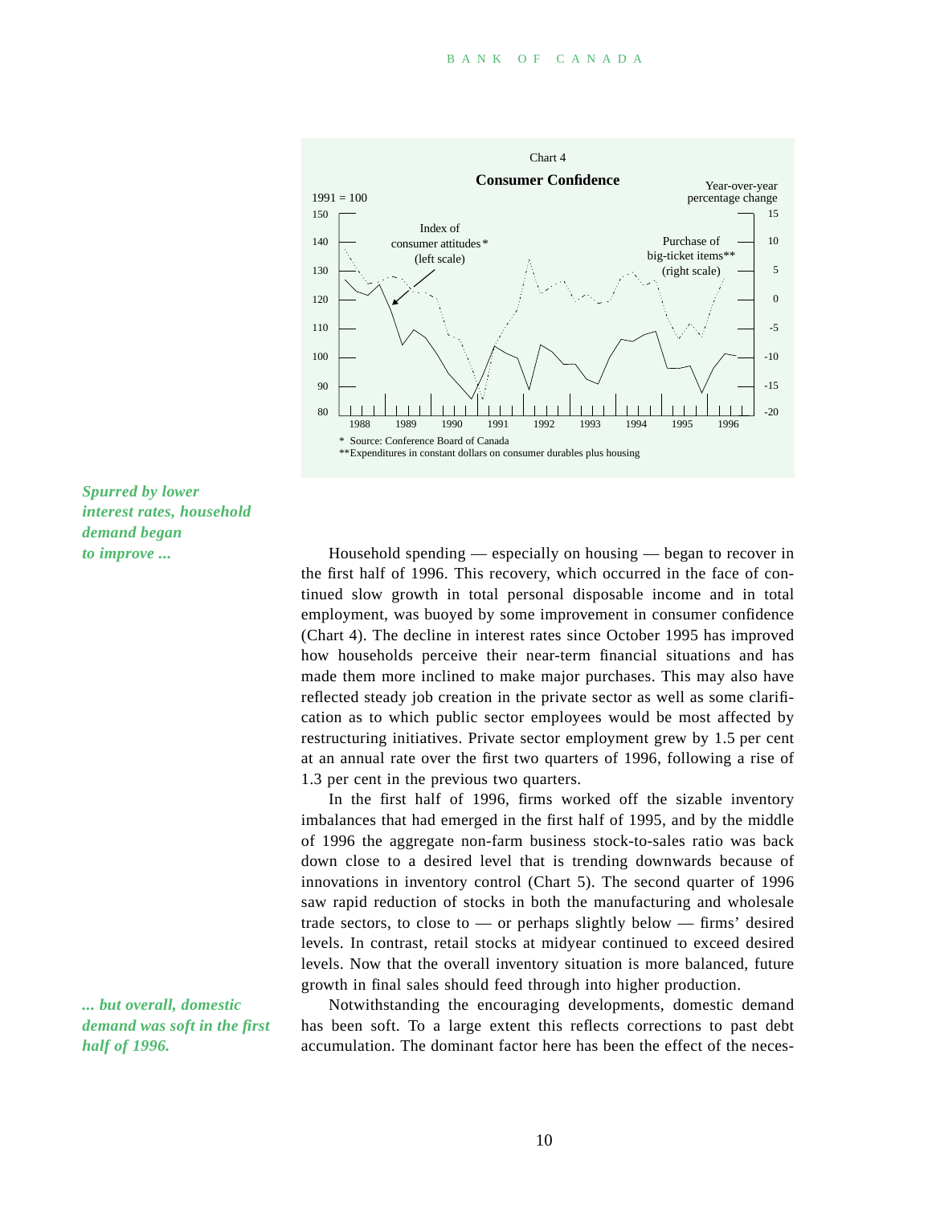Chart 4

**Consumer Confidence**

1991 = 100

Year-over-year percentage change

Index of consumer attitudes* (left scale)

Purchase of big-ticket items** (right scale)

\* Source: Conference Board of Canada

\*\*Expenditures in constant dollars on consumer durables plus housing

*Spurred by lower interest rates, household demand began to improve ...*

Household spending — especially on housing — began to recover in the first half of 1996. This recovery, which occurred in the face of continued slow growth in total personal disposable income and in total employment, was buoyed by some improvement in consumer confidence (Chart 4). The decline in interest rates since October 1995 has improved how households perceive their near-term financial situations and has made them more inclined to make major purchases. This may also have reflected steady job creation in the private sector as well as some clarification as to which public sector employees would be most affected by restructuring initiatives. Private sector employment grew by 1.5 per cent at an annual rate over the first two quarters of 1996, following a rise of 1.3 per cent in the previous two quarters.

In the first half of 1996, firms worked off the sizable inventory imbalances that had emerged in the first half of 1995, and by the middle of 1996 the aggregate non-farm business stock-to-sales ratio was back down close to a desired level that is trending downwards because of innovations in inventory control (Chart 5). The second quarter of 1996 saw rapid reduction of stocks in both the manufacturing and wholesale trade sectors, to close to — or perhaps slightly below — firms' desired levels. In contrast, retail stocks at midyear continued to exceed desired levels. Now that the overall inventory situation is more balanced, future growth in final sales should feed through into higher production.

*... but overall, domestic demand was soft in the first half of 1996.*

Notwithstanding the encouraging developments, domestic demand has been soft. To a large extent this reflects corrections to past debt accumulation. The dominant factor here has been the effect of the neces-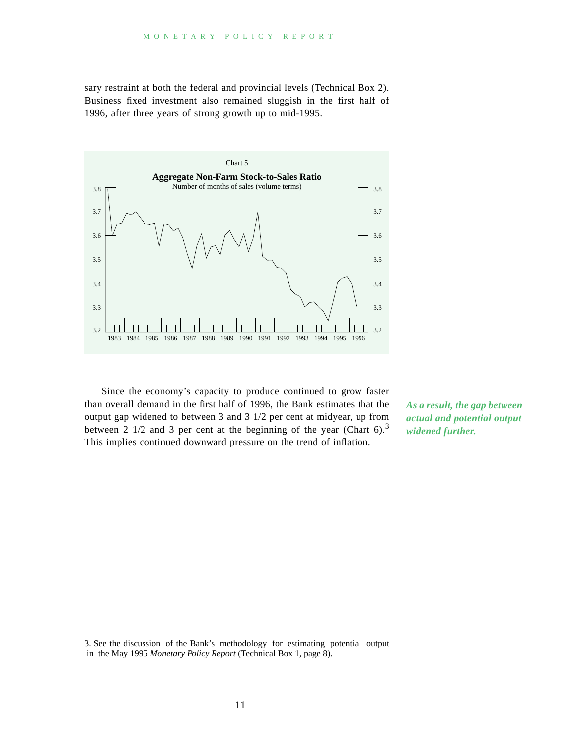sary restraint at both the federal and provincial levels (Technical Box 2). Business fixed investment also remained sluggish in the first half of 1996, after three years of strong growth up to mid-1995.

Chart 5

**Aggregate Non-Farm Stock-to-Sales Ratio**

Number of months of sales (volume terms)

Since the economy's capacity to produce continued to grow faster than overall demand in the first half of 1996, the Bank estimates that the output gap widened to between 3 and 3 1/2 per cent at midyear, up from between 2 1/2 and 3 per cent at the beginning of the year (Chart 6).[3] This implies continued downward pressure on the trend of inflation.

***As a result, the gap between actual and potential output widened further.***

3. See the discussion of the Bank's methodology for estimating potential output in the May 1995 *Monetary Policy Report* (Technical Box 1, page 8).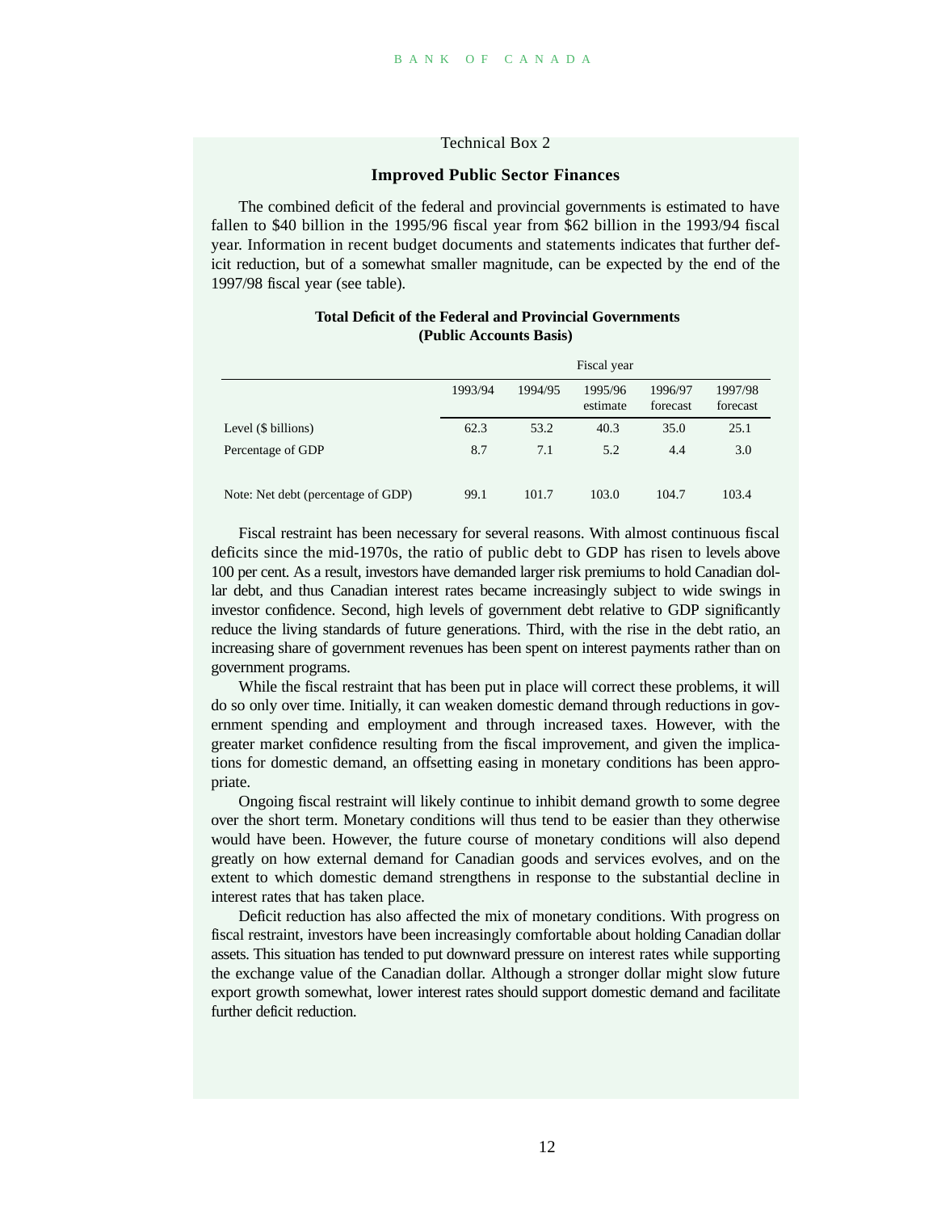Technical Box 2

### Improved Public Sector Finances

The combined deficit of the federal and provincial governments is estimated to have fallen to $40 billion in the 1995/96 fiscal year from $62 billion in the 1993/94 fiscal year. Information in recent budget documents and statements indicates that further deficit reduction, but of a somewhat smaller magnitude, can be expected by the end of the 1997/98 fiscal year (see table).

**Total Deficit of the Federal and Provincial Governments (Public Accounts Basis)**

| | Fiscal year | | | | |
|---|---|---|---|---|---|
| | 1993/94 | 1994/95 | 1995/96 estimate | 1996/97 forecast | 1997/98 forecast |
| Level ($ billions) | 62.3 | 53.2 | 40.3 | 35.0 | 25.1 |
| Percentage of GDP | 8.7 | 7.1 | 5.2 | 4.4 | 3.0 |
| Note: Net debt (percentage of GDP) | 99.1 | 101.7 | 103.0 | 104.7 | 103.4 |

Fiscal restraint has been necessary for several reasons. With almost continuous fiscal deficits since the mid-1970s, the ratio of public debt to GDP has risen to levels above 100 per cent. As a result, investors have demanded larger risk premiums to hold Canadian dollar debt, and thus Canadian interest rates became increasingly subject to wide swings in investor confidence. Second, high levels of government debt relative to GDP significantly reduce the living standards of future generations. Third, with the rise in the debt ratio, an increasing share of government revenues has been spent on interest payments rather than on government programs.

While the fiscal restraint that has been put in place will correct these problems, it will do so only over time. Initially, it can weaken domestic demand through reductions in government spending and employment and through increased taxes. However, with the greater market confidence resulting from the fiscal improvement, and given the implications for domestic demand, an offsetting easing in monetary conditions has been appropriate.

Ongoing fiscal restraint will likely continue to inhibit demand growth to some degree over the short term. Monetary conditions will thus tend to be easier than they otherwise would have been. However, the future course of monetary conditions will also depend greatly on how external demand for Canadian goods and services evolves, and on the extent to which domestic demand strengthens in response to the substantial decline in interest rates that has taken place.

Deficit reduction has also affected the mix of monetary conditions. With progress on fiscal restraint, investors have been increasingly comfortable about holding Canadian dollar assets. This situation has tended to put downward pressure on interest rates while supporting the exchange value of the Canadian dollar. Although a stronger dollar might slow future export growth somewhat, lower interest rates should support domestic demand and facilitate further deficit reduction.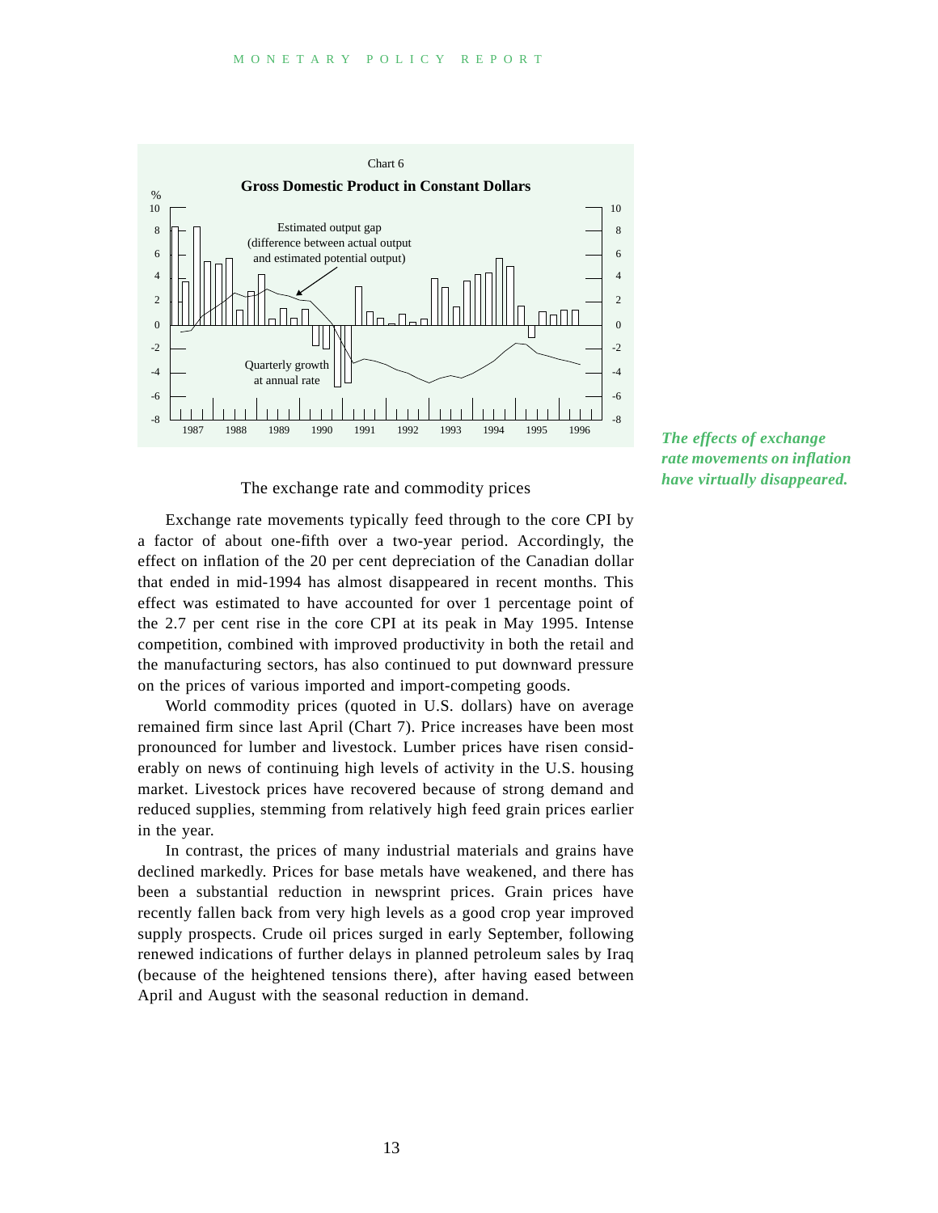Chart 6

**Gross Domestic Product in Constant Dollars**

Estimated output gap (difference between actual output and estimated potential output)

Quarterly growth at annual rate

*The effects of exchange rate movements on inflation have virtually disappeared.*

## The exchange rate and commodity prices

Exchange rate movements typically feed through to the core CPI by a factor of about one-fifth over a two-year period. Accordingly, the effect on inflation of the 20 per cent depreciation of the Canadian dollar that ended in mid-1994 has almost disappeared in recent months. This effect was estimated to have accounted for over 1 percentage point of the 2.7 per cent rise in the core CPI at its peak in May 1995. Intense competition, combined with improved productivity in both the retail and the manufacturing sectors, has also continued to put downward pressure on the prices of various imported and import-competing goods.

World commodity prices (quoted in U.S. dollars) have on average remained firm since last April (Chart 7). Price increases have been most pronounced for lumber and livestock. Lumber prices have risen considerably on news of continuing high levels of activity in the U.S. housing market. Livestock prices have recovered because of strong demand and reduced supplies, stemming from relatively high feed grain prices earlier in the year.

In contrast, the prices of many industrial materials and grains have declined markedly. Prices for base metals have weakened, and there has been a substantial reduction in newsprint prices. Grain prices have recently fallen back from very high levels as a good crop year improved supply prospects. Crude oil prices surged in early September, following renewed indications of further delays in planned petroleum sales by Iraq (because of the heightened tensions there), after having eased between April and August with the seasonal reduction in demand.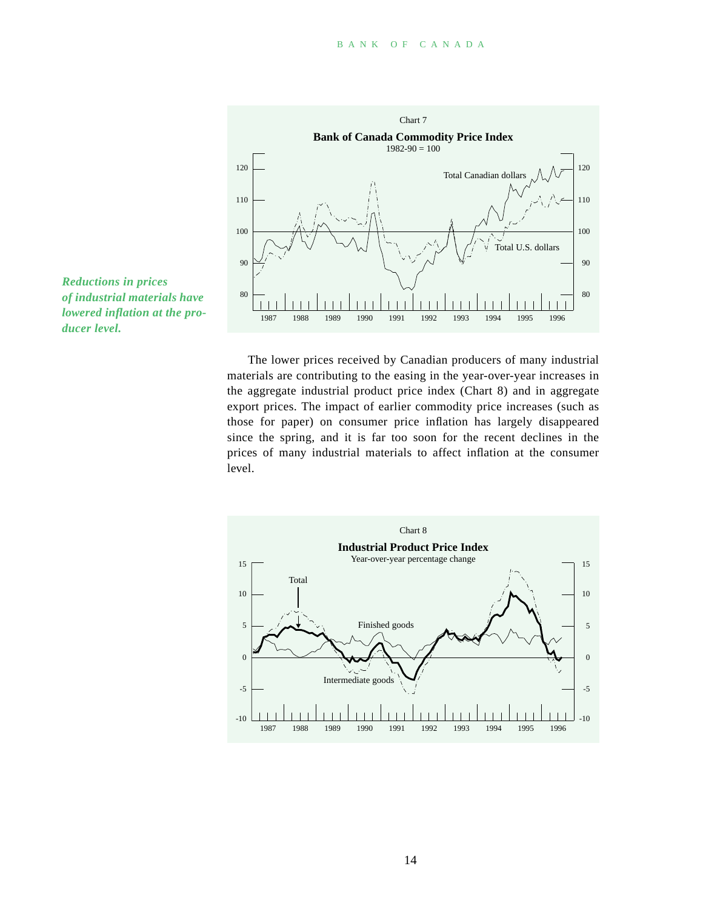Chart 7

**Bank of Canada Commodity Price Index**

1982-90 = 100

*Reductions in prices of industrial materials have lowered inflation at the producer level.*

The lower prices received by Canadian producers of many industrial materials are contributing to the easing in the year-over-year increases in the aggregate industrial product price index (Chart 8) and in aggregate export prices. The impact of earlier commodity price increases (such as those for paper) on consumer price inflation has largely disappeared since the spring, and it is far too soon for the recent declines in the prices of many industrial materials to affect inflation at the consumer level.

Chart 8

**Industrial Product Price Index**

Year-over-year percentage change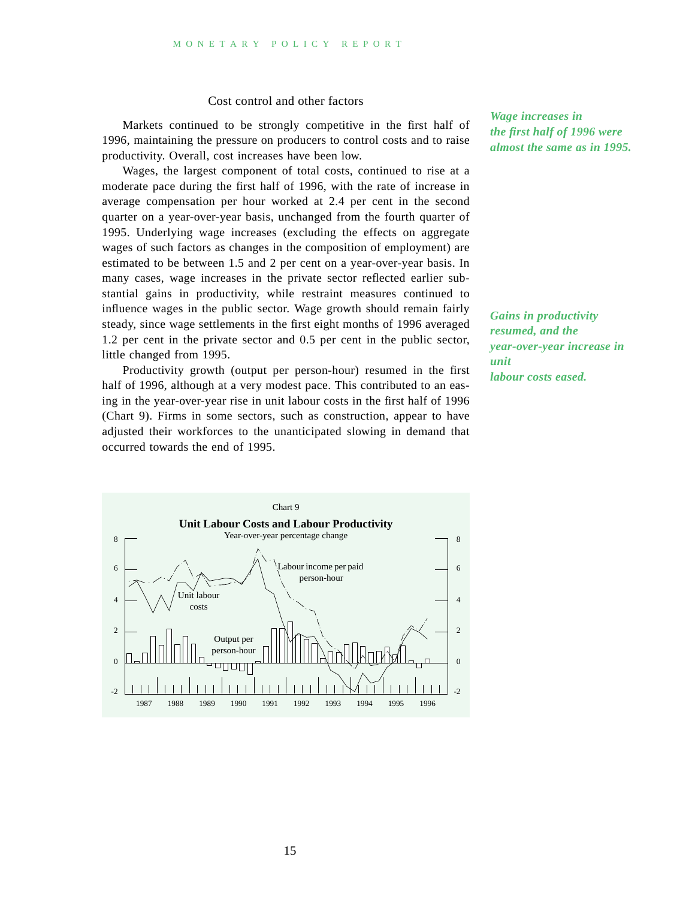### Cost control and other factors

*Wage increases in the first half of 1996 were almost the same as in 1995.*

Markets continued to be strongly competitive in the first half of 1996, maintaining the pressure on producers to control costs and to raise productivity. Overall, cost increases have been low.

Wages, the largest component of total costs, continued to rise at a moderate pace during the first half of 1996, with the rate of increase in average compensation per hour worked at 2.4 per cent in the second quarter on a year-over-year basis, unchanged from the fourth quarter of 1995. Underlying wage increases (excluding the effects on aggregate wages of such factors as changes in the composition of employment) are estimated to be between 1.5 and 2 per cent on a year-over-year basis. In many cases, wage increases in the private sector reflected earlier substantial gains in productivity, while restraint measures continued to influence wages in the public sector. Wage growth should remain fairly steady, since wage settlements in the first eight months of 1996 averaged 1.2 per cent in the private sector and 0.5 per cent in the public sector, little changed from 1995.

*Gains in productivity resumed, and the year-over-year increase in unit labour costs eased.*

Productivity growth (output per person-hour) resumed in the first half of 1996, although at a very modest pace. This contributed to an easing in the year-over-year rise in unit labour costs in the first half of 1996 (Chart 9). Firms in some sectors, such as construction, appear to have adjusted their workforces to the unanticipated slowing in demand that occurred towards the end of 1995.

Chart 9

**Unit Labour Costs and Labour Productivity**

Year-over-year percentage change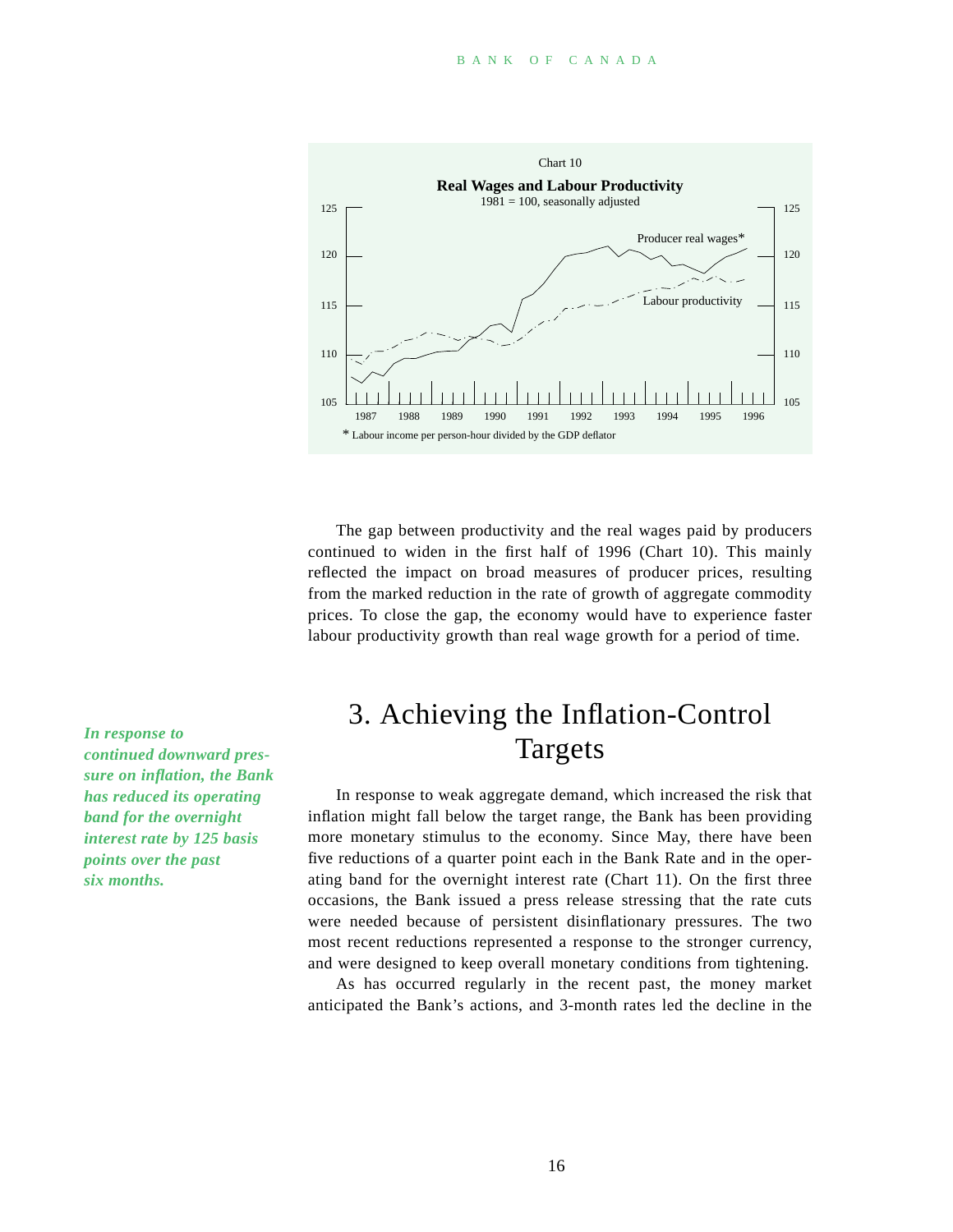Chart 10

**Real Wages and Labour Productivity**

1981 = 100, seasonally adjusted

Producer real wages*

Labour productivity

\* Labour income per person-hour divided by the GDP deflator

The gap between productivity and the real wages paid by producers continued to widen in the first half of 1996 (Chart 10). This mainly reflected the impact on broad measures of producer prices, resulting from the marked reduction in the rate of growth of aggregate commodity prices. To close the gap, the economy would have to experience faster labour productivity growth than real wage growth for a period of time.

# 3. Achieving the Inflation-Control Targets

***In response to continued downward pressure on inflation, the Bank has reduced its operating band for the overnight interest rate by 125 basis points over the past six months.***

In response to weak aggregate demand, which increased the risk that inflation might fall below the target range, the Bank has been providing more monetary stimulus to the economy. Since May, there have been five reductions of a quarter point each in the Bank Rate and in the operating band for the overnight interest rate (Chart 11). On the first three occasions, the Bank issued a press release stressing that the rate cuts were needed because of persistent disinflationary pressures. The two most recent reductions represented a response to the stronger currency, and were designed to keep overall monetary conditions from tightening.

As has occurred regularly in the recent past, the money market anticipated the Bank's actions, and 3-month rates led the decline in the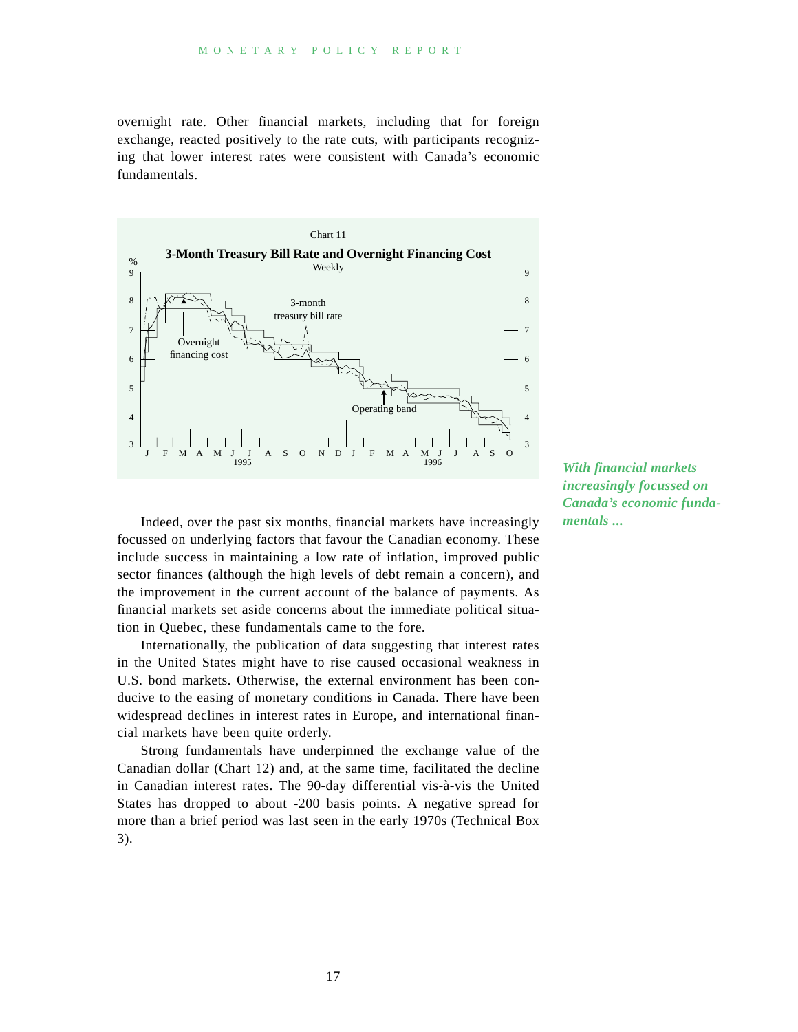overnight rate. Other financial markets, including that for foreign exchange, reacted positively to the rate cuts, with participants recognizing that lower interest rates were consistent with Canada's economic fundamentals.

Chart 11

**3-Month Treasury Bill Rate and Overnight Financing Cost**

Weekly

*With financial markets increasingly focussed on Canada's economic fundamentals ...*

Indeed, over the past six months, financial markets have increasingly focussed on underlying factors that favour the Canadian economy. These include success in maintaining a low rate of inflation, improved public sector finances (although the high levels of debt remain a concern), and the improvement in the current account of the balance of payments. As financial markets set aside concerns about the immediate political situation in Quebec, these fundamentals came to the fore.

Internationally, the publication of data suggesting that interest rates in the United States might have to rise caused occasional weakness in U.S. bond markets. Otherwise, the external environment has been conducive to the easing of monetary conditions in Canada. There have been widespread declines in interest rates in Europe, and international financial markets have been quite orderly.

Strong fundamentals have underpinned the exchange value of the Canadian dollar (Chart 12) and, at the same time, facilitated the decline in Canadian interest rates. The 90-day differential vis-à-vis the United States has dropped to about -200 basis points. A negative spread for more than a brief period was last seen in the early 1970s (Technical Box 3).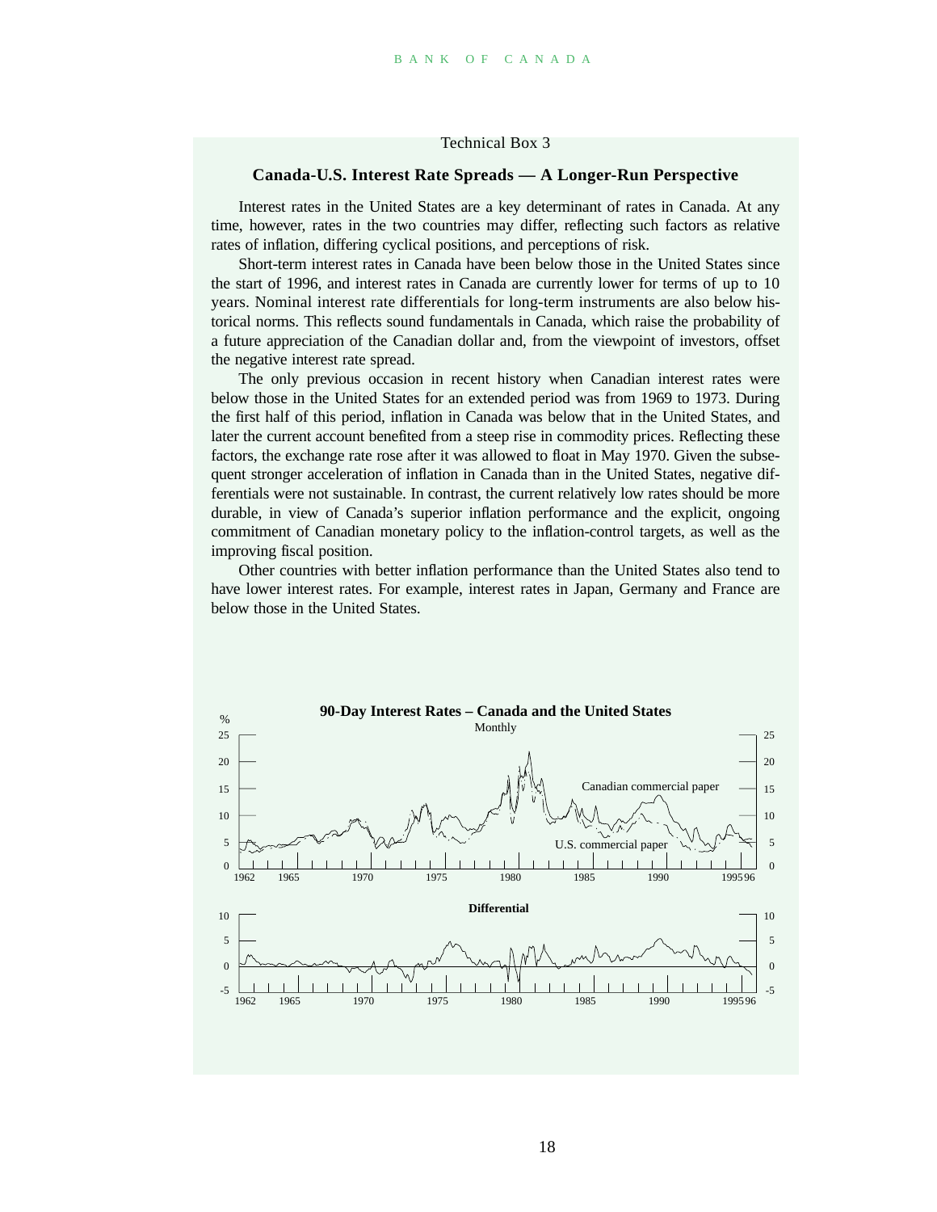Technical Box 3

### Canada-U.S. Interest Rate Spreads — A Longer-Run Perspective

Interest rates in the United States are a key determinant of rates in Canada. At any time, however, rates in the two countries may differ, reflecting such factors as relative rates of inflation, differing cyclical positions, and perceptions of risk.

Short-term interest rates in Canada have been below those in the United States since the start of 1996, and interest rates in Canada are currently lower for terms of up to 10 years. Nominal interest rate differentials for long-term instruments are also below historical norms. This reflects sound fundamentals in Canada, which raise the probability of a future appreciation of the Canadian dollar and, from the viewpoint of investors, offset the negative interest rate spread.

The only previous occasion in recent history when Canadian interest rates were below those in the United States for an extended period was from 1969 to 1973. During the first half of this period, inflation in Canada was below that in the United States, and later the current account benefited from a steep rise in commodity prices. Reflecting these factors, the exchange rate rose after it was allowed to float in May 1970. Given the subsequent stronger acceleration of inflation in Canada than in the United States, negative differentials were not sustainable. In contrast, the current relatively low rates should be more durable, in view of Canada's superior inflation performance and the explicit, ongoing commitment of Canadian monetary policy to the inflation-control targets, as well as the improving fiscal position.

Other countries with better inflation performance than the United States also tend to have lower interest rates. For example, interest rates in Japan, Germany and France are below those in the United States.

**90-Day Interest Rates – Canada and the United States**

Monthly

**Differential**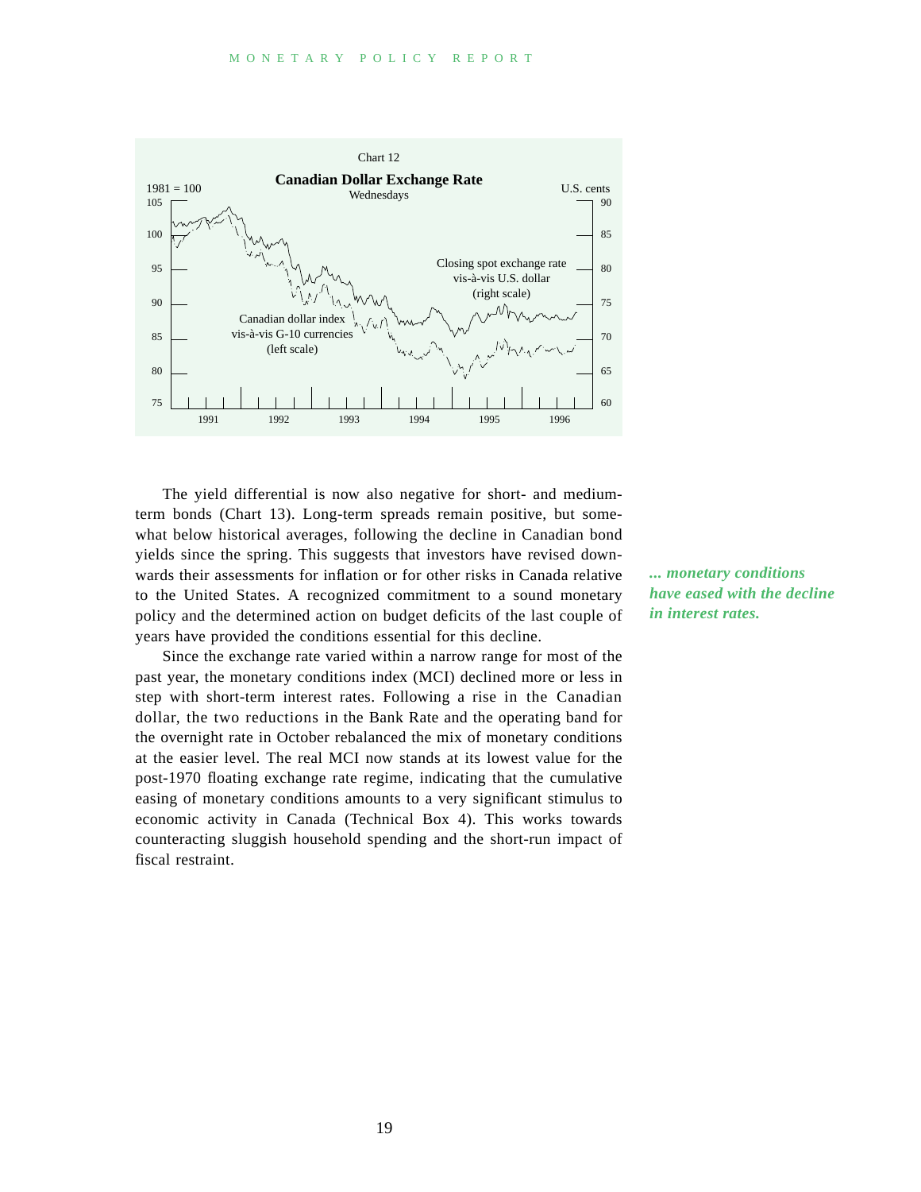Chart 12

**Canadian Dollar Exchange Rate**

Wednesdays

The yield differential is now also negative for short- and medium-term bonds (Chart 13). Long-term spreads remain positive, but somewhat below historical averages, following the decline in Canadian bond yields since the spring. This suggests that investors have revised downwards their assessments for inflation or for other risks in Canada relative to the United States. A recognized commitment to a sound monetary policy and the determined action on budget deficits of the last couple of years have provided the conditions essential for this decline.

*... monetary conditions have eased with the decline in interest rates.*

Since the exchange rate varied within a narrow range for most of the past year, the monetary conditions index (MCI) declined more or less in step with short-term interest rates. Following a rise in the Canadian dollar, the two reductions in the Bank Rate and the operating band for the overnight rate in October rebalanced the mix of monetary conditions at the easier level. The real MCI now stands at its lowest value for the post-1970 floating exchange rate regime, indicating that the cumulative easing of monetary conditions amounts to a very significant stimulus to economic activity in Canada (Technical Box 4). This works towards counteracting sluggish household spending and the short-run impact of fiscal restraint.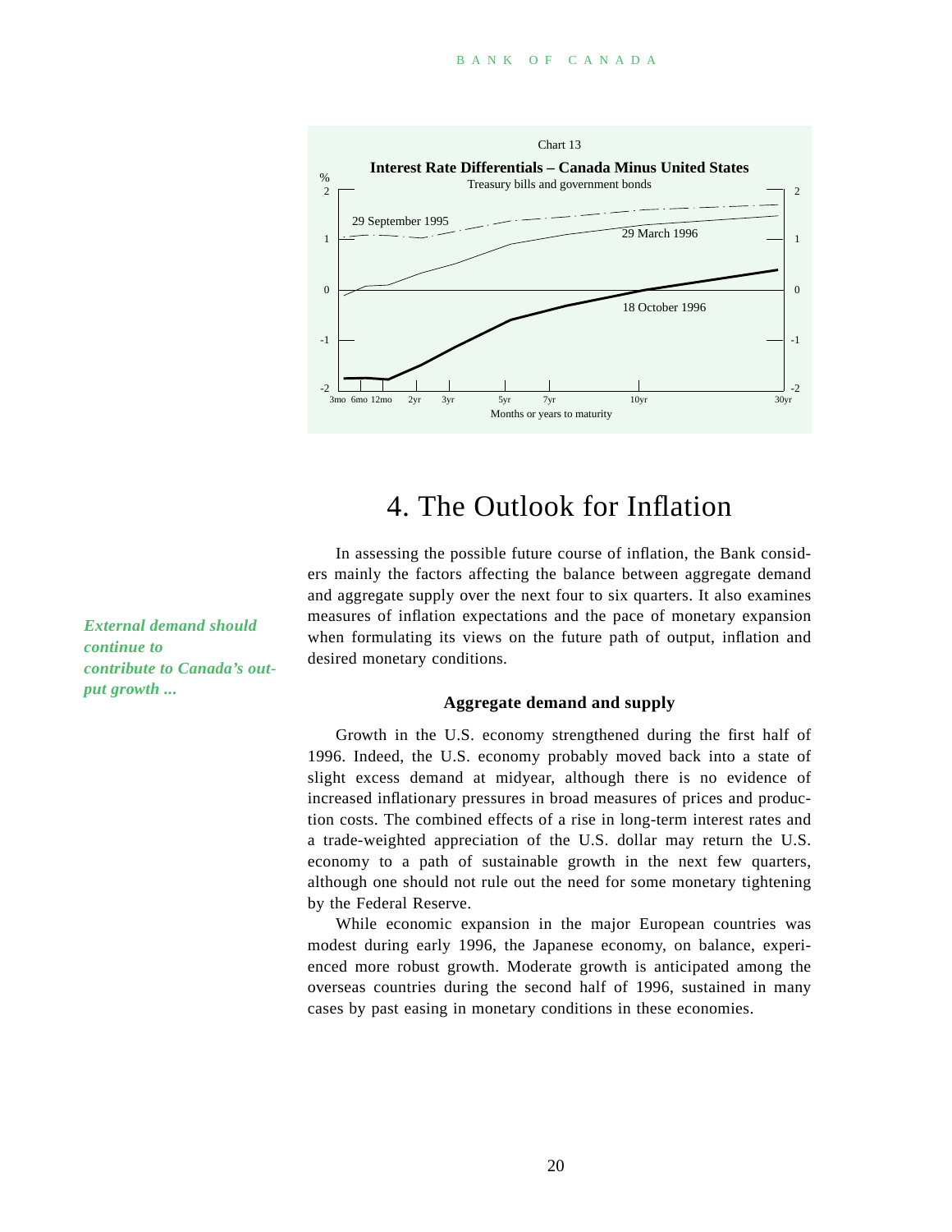Chart 13

**Interest Rate Differentials – Canada Minus United States**

Treasury bills and government bonds

# 4. The Outlook for Inflation

In assessing the possible future course of inflation, the Bank considers mainly the factors affecting the balance between aggregate demand and aggregate supply over the next four to six quarters. It also examines measures of inflation expectations and the pace of monetary expansion when formulating its views on the future path of output, inflation and desired monetary conditions.

*External demand should continue to contribute to Canada's output growth ...*

### Aggregate demand and supply

Growth in the U.S. economy strengthened during the first half of 1996. Indeed, the U.S. economy probably moved back into a state of slight excess demand at midyear, although there is no evidence of increased inflationary pressures in broad measures of prices and production costs. The combined effects of a rise in long-term interest rates and a trade-weighted appreciation of the U.S. dollar may return the U.S. economy to a path of sustainable growth in the next few quarters, although one should not rule out the need for some monetary tightening by the Federal Reserve.

While economic expansion in the major European countries was modest during early 1996, the Japanese economy, on balance, experienced more robust growth. Moderate growth is anticipated among the overseas countries during the second half of 1996, sustained in many cases by past easing in monetary conditions in these economies.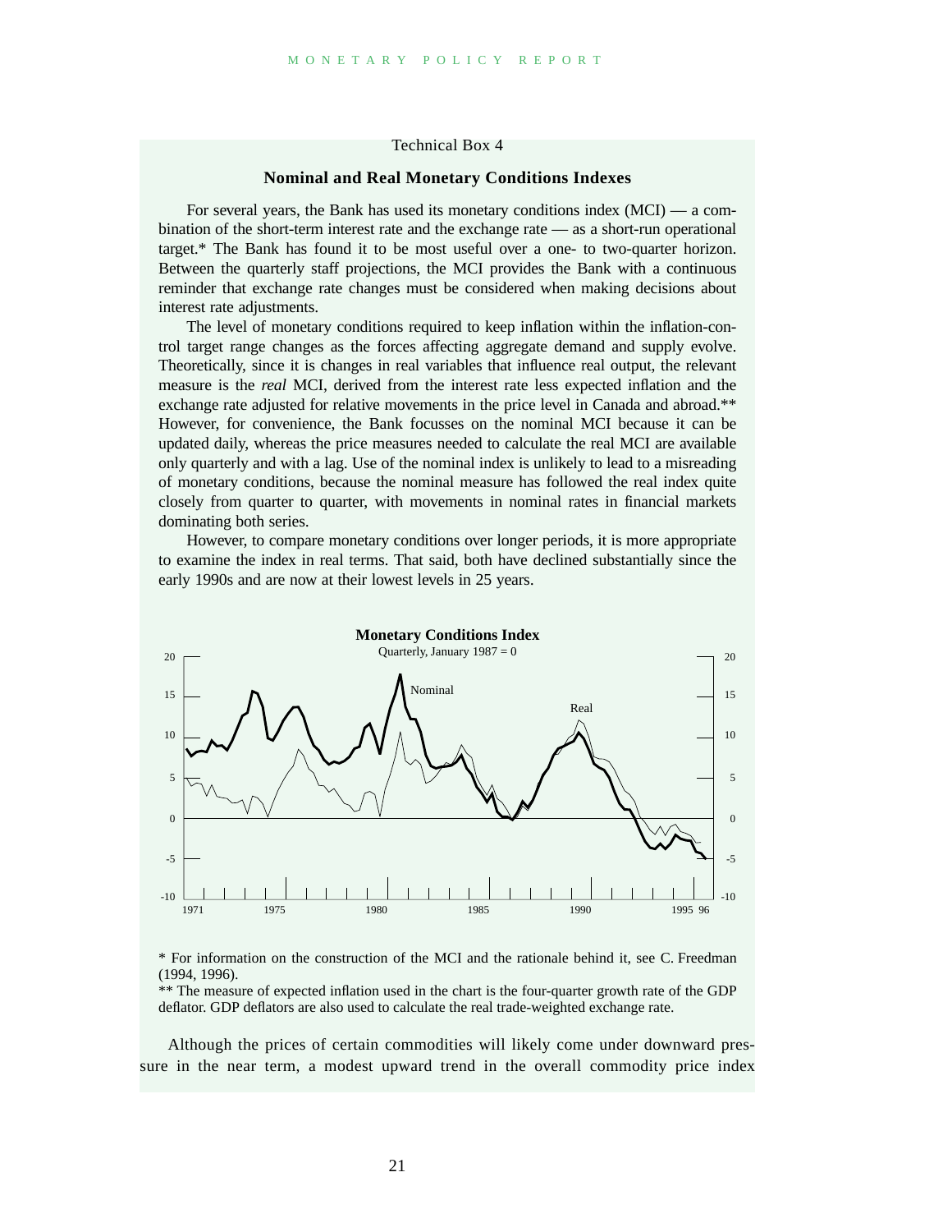Technical Box 4

## Nominal and Real Monetary Conditions Indexes

For several years, the Bank has used its monetary conditions index (MCI) — a combination of the short-term interest rate and the exchange rate — as a short-run operational target.* The Bank has found it to be most useful over a one- to two-quarter horizon. Between the quarterly staff projections, the MCI provides the Bank with a continuous reminder that exchange rate changes must be considered when making decisions about interest rate adjustments.

The level of monetary conditions required to keep inflation within the inflation-control target range changes as the forces affecting aggregate demand and supply evolve. Theoretically, since it is changes in real variables that influence real output, the relevant measure is the *real* MCI, derived from the interest rate less expected inflation and the exchange rate adjusted for relative movements in the price level in Canada and abroad.** However, for convenience, the Bank focusses on the nominal MCI because it can be updated daily, whereas the price measures needed to calculate the real MCI are available only quarterly and with a lag. Use of the nominal index is unlikely to lead to a misreading of monetary conditions, because the nominal measure has followed the real index quite closely from quarter to quarter, with movements in nominal rates in financial markets dominating both series.

However, to compare monetary conditions over longer periods, it is more appropriate to examine the index in real terms. That said, both have declined substantially since the early 1990s and are now at their lowest levels in 25 years.

**Monetary Conditions Index**

Quarterly, January 1987 = 0

\* For information on the construction of the MCI and the rationale behind it, see C. Freedman (1994, 1996).

\*\* The measure of expected inflation used in the chart is the four-quarter growth rate of the GDP deflator. GDP deflators are also used to calculate the real trade-weighted exchange rate.

Although the prices of certain commodities will likely come under downward pressure in the near term, a modest upward trend in the overall commodity price index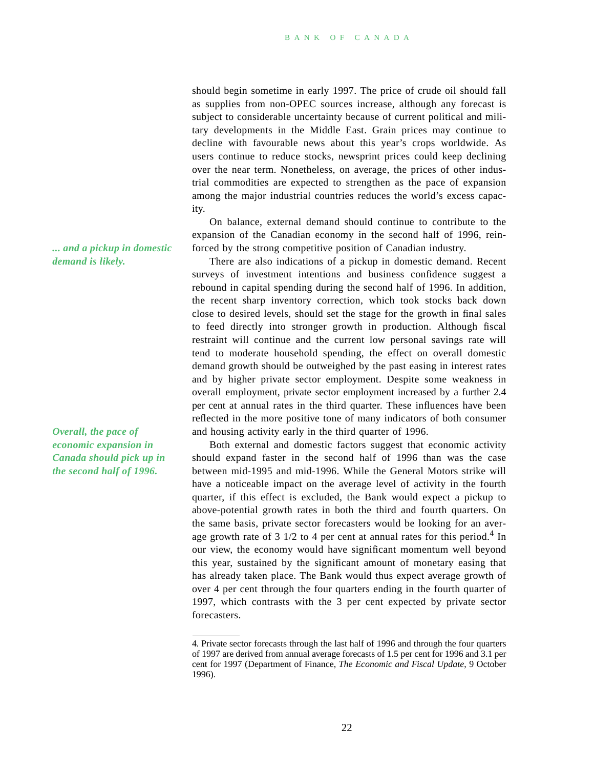should begin sometime in early 1997. The price of crude oil should fall as supplies from non-OPEC sources increase, although any forecast is subject to considerable uncertainty because of current political and military developments in the Middle East. Grain prices may continue to decline with favourable news about this year's crops worldwide. As users continue to reduce stocks, newsprint prices could keep declining over the near term. Nonetheless, on average, the prices of other industrial commodities are expected to strengthen as the pace of expansion among the major industrial countries reduces the world's excess capacity.

On balance, external demand should continue to contribute to the expansion of the Canadian economy in the second half of 1996, reinforced by the strong competitive position of Canadian industry.

***... and a pickup in domestic demand is likely.***

There are also indications of a pickup in domestic demand. Recent surveys of investment intentions and business confidence suggest a rebound in capital spending during the second half of 1996. In addition, the recent sharp inventory correction, which took stocks back down close to desired levels, should set the stage for the growth in final sales to feed directly into stronger growth in production. Although fiscal restraint will continue and the current low personal savings rate will tend to moderate household spending, the effect on overall domestic demand growth should be outweighed by the past easing in interest rates and by higher private sector employment. Despite some weakness in overall employment, private sector employment increased by a further 2.4 per cent at annual rates in the third quarter. These influences have been reflected in the more positive tone of many indicators of both consumer and housing activity early in the third quarter of 1996.

***Overall, the pace of economic expansion in Canada should pick up in the second half of 1996.***

Both external and domestic factors suggest that economic activity should expand faster in the second half of 1996 than was the case between mid-1995 and mid-1996. While the General Motors strike will have a noticeable impact on the average level of activity in the fourth quarter, if this effect is excluded, the Bank would expect a pickup to above-potential growth rates in both the third and fourth quarters. On the same basis, private sector forecasters would be looking for an average growth rate of 3 1/2 to 4 per cent at annual rates for this period.[4] In our view, the economy would have significant momentum well beyond this year, sustained by the significant amount of monetary easing that has already taken place. The Bank would thus expect average growth of over 4 per cent through the four quarters ending in the fourth quarter of 1997, which contrasts with the 3 per cent expected by private sector forecasters.

---

4. Private sector forecasts through the last half of 1996 and through the four quarters of 1997 are derived from annual average forecasts of 1.5 per cent for 1996 and 3.1 per cent for 1997 (Department of Finance, *The Economic and Fiscal Update*, 9 October 1996).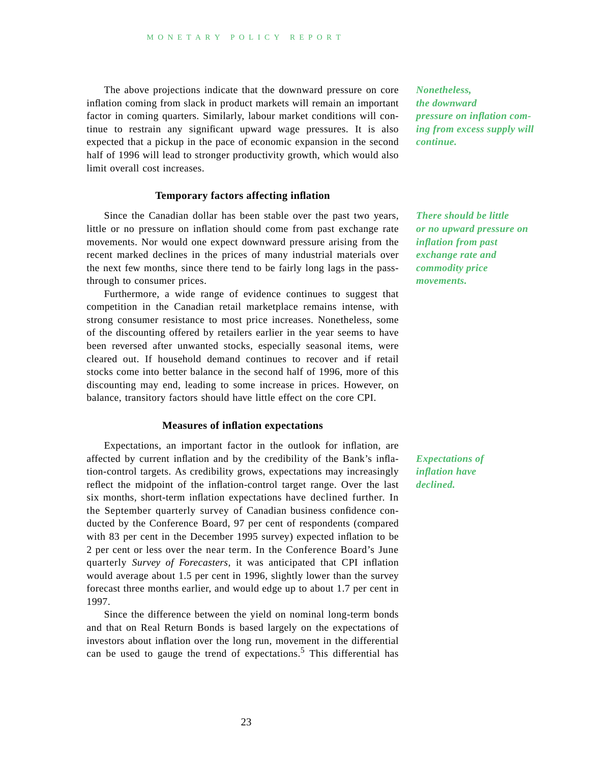The above projections indicate that the downward pressure on core inflation coming from slack in product markets will remain an important factor in coming quarters. Similarly, labour market conditions will continue to restrain any significant upward wage pressures. It is also expected that a pickup in the pace of economic expansion in the second half of 1996 will lead to stronger productivity growth, which would also limit overall cost increases.

***Nonetheless, the downward pressure on inflation coming from excess supply will continue.***

### Temporary factors affecting inflation

Since the Canadian dollar has been stable over the past two years, little or no pressure on inflation should come from past exchange rate movements. Nor would one expect downward pressure arising from the recent marked declines in the prices of many industrial materials over the next few months, since there tend to be fairly long lags in the pass-through to consumer prices.

***There should be little or no upward pressure on inflation from past exchange rate and commodity price movements.***

Furthermore, a wide range of evidence continues to suggest that competition in the Canadian retail marketplace remains intense, with strong consumer resistance to most price increases. Nonetheless, some of the discounting offered by retailers earlier in the year seems to have been reversed after unwanted stocks, especially seasonal items, were cleared out. If household demand continues to recover and if retail stocks come into better balance in the second half of 1996, more of this discounting may end, leading to some increase in prices. However, on balance, transitory factors should have little effect on the core CPI.

### Measures of inflation expectations

Expectations, an important factor in the outlook for inflation, are affected by current inflation and by the credibility of the Bank's inflation-control targets. As credibility grows, expectations may increasingly reflect the midpoint of the inflation-control target range. Over the last six months, short-term inflation expectations have declined further. In the September quarterly survey of Canadian business confidence conducted by the Conference Board, 97 per cent of respondents (compared with 83 per cent in the December 1995 survey) expected inflation to be 2 per cent or less over the near term. In the Conference Board's June quarterly *Survey of Forecasters*, it was anticipated that CPI inflation would average about 1.5 per cent in 1996, slightly lower than the survey forecast three months earlier, and would edge up to about 1.7 per cent in 1997.

***Expectations of inflation have declined.***

Since the difference between the yield on nominal long-term bonds and that on Real Return Bonds is based largely on the expectations of investors about inflation over the long run, movement in the differential can be used to gauge the trend of expectations.[5] This differential has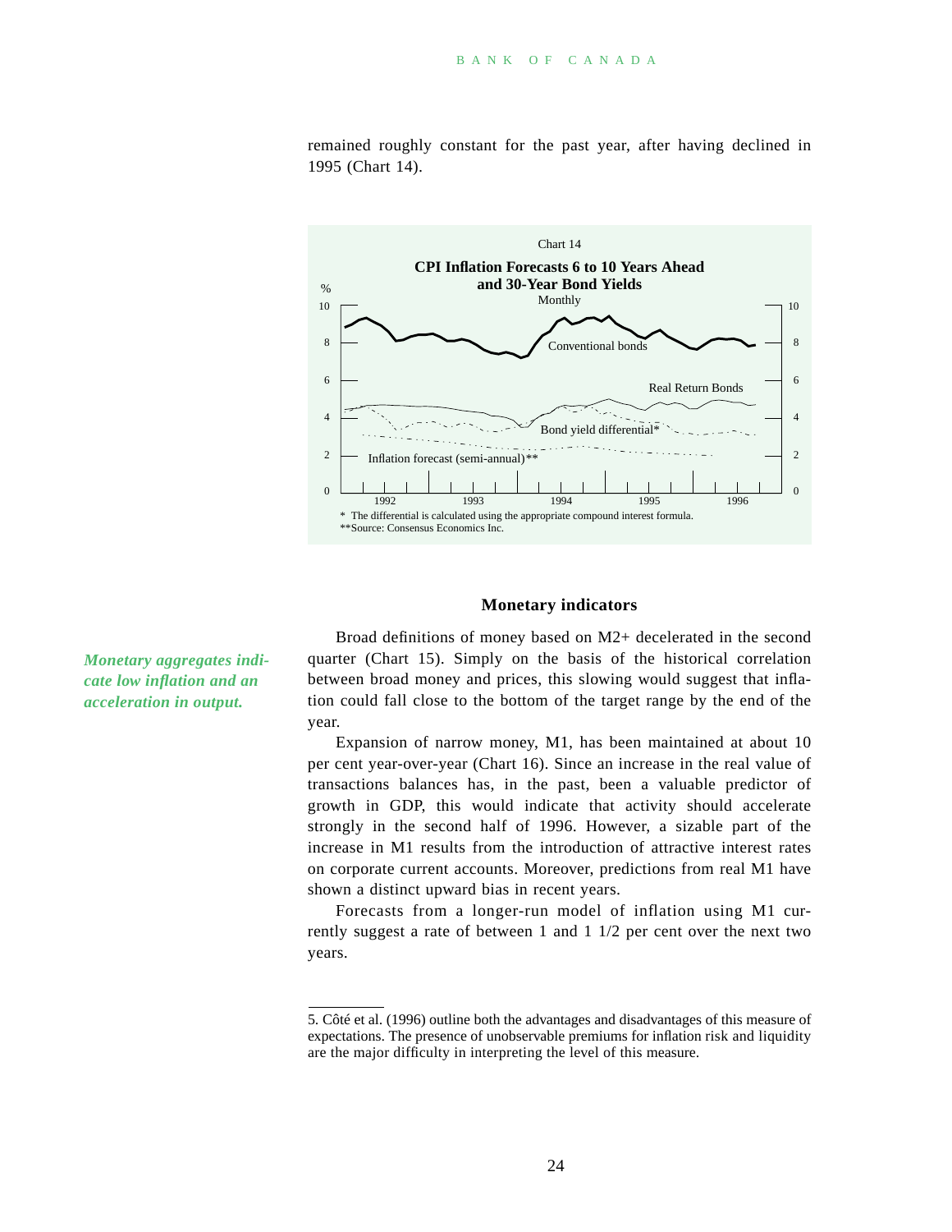remained roughly constant for the past year, after having declined in 1995 (Chart 14).

Chart 14

**CPI Inflation Forecasts 6 to 10 Years Ahead and 30-Year Bond Yields**

Monthly

\* The differential is calculated using the appropriate compound interest formula.
\*\*Source: Consensus Economics Inc.

### Monetary indicators

*Monetary aggregates indicate low inflation and an acceleration in output.*

Broad definitions of money based on M2+ decelerated in the second quarter (Chart 15). Simply on the basis of the historical correlation between broad money and prices, this slowing would suggest that inflation could fall close to the bottom of the target range by the end of the year.

Expansion of narrow money, M1, has been maintained at about 10 per cent year-over-year (Chart 16). Since an increase in the real value of transactions balances has, in the past, been a valuable predictor of growth in GDP, this would indicate that activity should accelerate strongly in the second half of 1996. However, a sizable part of the increase in M1 results from the introduction of attractive interest rates on corporate current accounts. Moreover, predictions from real M1 have shown a distinct upward bias in recent years.

Forecasts from a longer-run model of inflation using M1 currently suggest a rate of between 1 and 1 1/2 per cent over the next two years.

5. Côté et al. (1996) outline both the advantages and disadvantages of this measure of expectations. The presence of unobservable premiums for inflation risk and liquidity are the major difficulty in interpreting the level of this measure.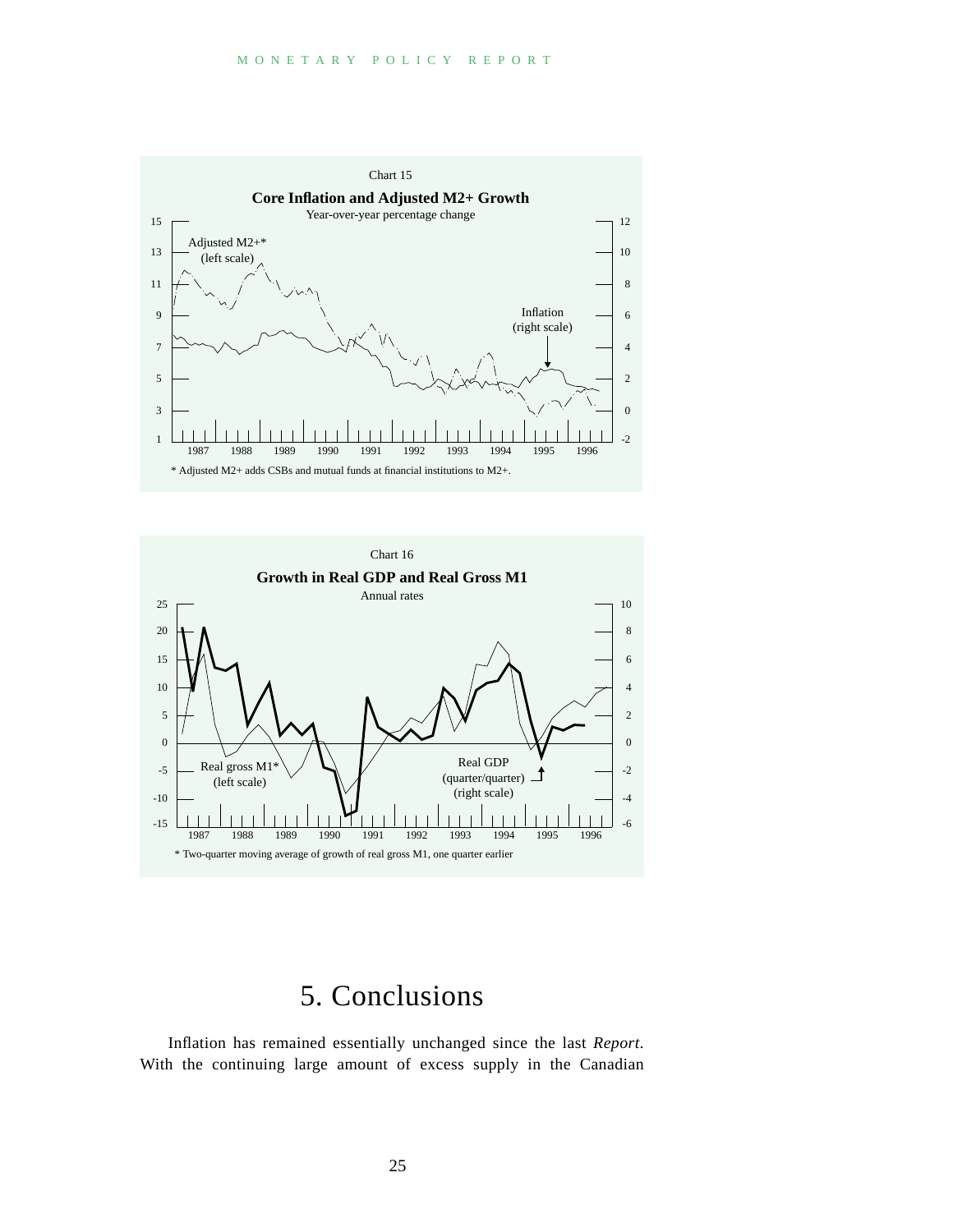Chart 15

**Core Inflation and Adjusted M2+ Growth**

Year-over-year percentage change

* Adjusted M2+ adds CSBs and mutual funds at financial institutions to M2+.

Chart 16

**Growth in Real GDP and Real Gross M1**

Annual rates

* Two-quarter moving average of growth of real gross M1, one quarter earlier

# 5. Conclusions

Inflation has remained essentially unchanged since the last *Report*. With the continuing large amount of excess supply in the Canadian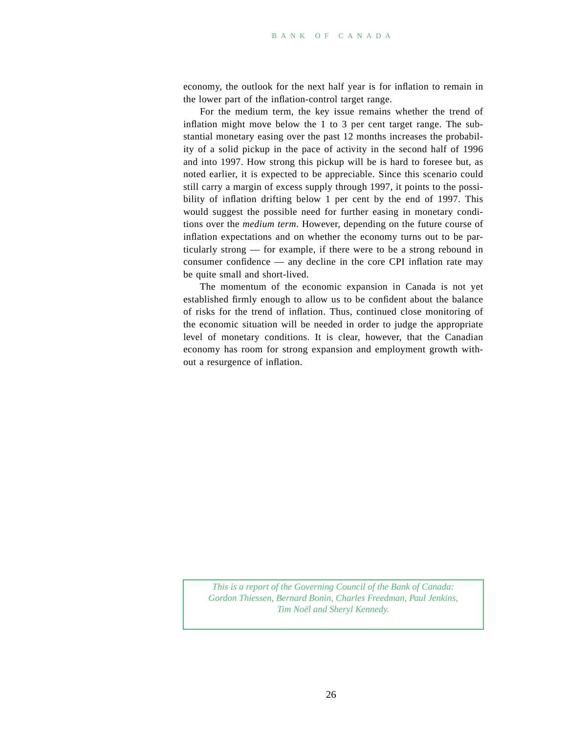economy, the outlook for the next half year is for inflation to remain in the lower part of the inflation-control target range.

For the medium term, the key issue remains whether the trend of inflation might move below the 1 to 3 per cent target range. The substantial monetary easing over the past 12 months increases the probability of a solid pickup in the pace of activity in the second half of 1996 and into 1997. How strong this pickup will be is hard to foresee but, as noted earlier, it is expected to be appreciable. Since this scenario could still carry a margin of excess supply through 1997, it points to the possibility of inflation drifting below 1 per cent by the end of 1997. This would suggest the possible need for further easing in monetary conditions over the *medium term*. However, depending on the future course of inflation expectations and on whether the economy turns out to be particularly strong — for example, if there were to be a strong rebound in consumer confidence — any decline in the core CPI inflation rate may be quite small and short-lived.

The momentum of the economic expansion in Canada is not yet established firmly enough to allow us to be confident about the balance of risks for the trend of inflation. Thus, continued close monitoring of the economic situation will be needed in order to judge the appropriate level of monetary conditions. It is clear, however, that the Canadian economy has room for strong expansion and employment growth without a resurgence of inflation.

*This is a report of the Governing Council of the Bank of Canada: Gordon Thiessen, Bernard Bonin, Charles Freedman, Paul Jenkins, Tim Noël and Sheryl Kennedy.*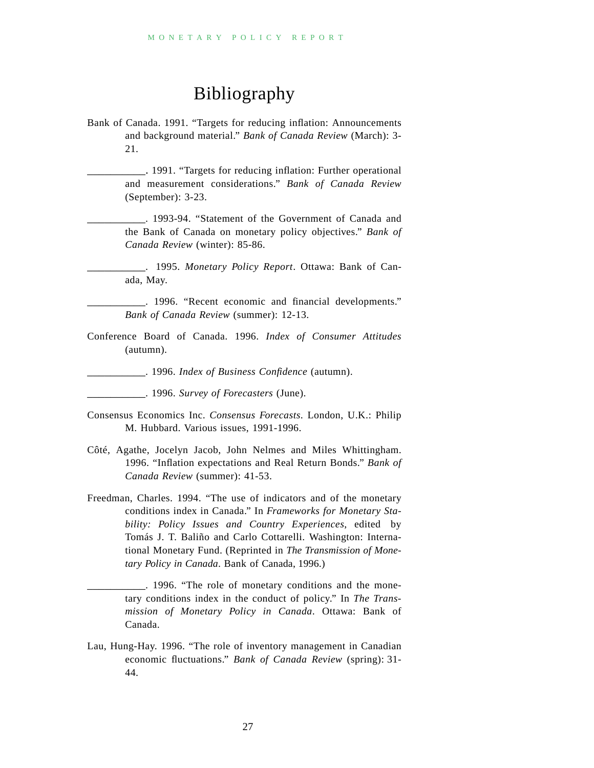# Bibliography

Bank of Canada. 1991. "Targets for reducing inflation: Announcements and background material." *Bank of Canada Review* (March): 3-21.

___________. 1991. "Targets for reducing inflation: Further operational and measurement considerations." *Bank of Canada Review* (September): 3-23.

___________. 1993-94. "Statement of the Government of Canada and the Bank of Canada on monetary policy objectives." *Bank of Canada Review* (winter): 85-86.

___________. 1995. *Monetary Policy Report*. Ottawa: Bank of Canada, May.

___________. 1996. "Recent economic and financial developments." *Bank of Canada Review* (summer): 12-13.

Conference Board of Canada. 1996. *Index of Consumer Attitudes* (autumn).

___________. 1996. *Index of Business Confidence* (autumn).

___________. 1996. *Survey of Forecasters* (June).

Consensus Economics Inc. *Consensus Forecasts*. London, U.K.: Philip M. Hubbard. Various issues, 1991-1996.

Côté, Agathe, Jocelyn Jacob, John Nelmes and Miles Whittingham. 1996. "Inflation expectations and Real Return Bonds." *Bank of Canada Review* (summer): 41-53.

Freedman, Charles. 1994. "The use of indicators and of the monetary conditions index in Canada." In *Frameworks for Monetary Stability: Policy Issues and Country Experiences*, edited by Tomás J. T. Baliño and Carlo Cottarelli. Washington: International Monetary Fund. (Reprinted in *The Transmission of Monetary Policy in Canada*. Bank of Canada, 1996.)

___________. 1996. "The role of monetary conditions and the monetary conditions index in the conduct of policy." In *The Transmission of Monetary Policy in Canada*. Ottawa: Bank of Canada.

Lau, Hung-Hay. 1996. "The role of inventory management in Canadian economic fluctuations." *Bank of Canada Review* (spring): 31-44.